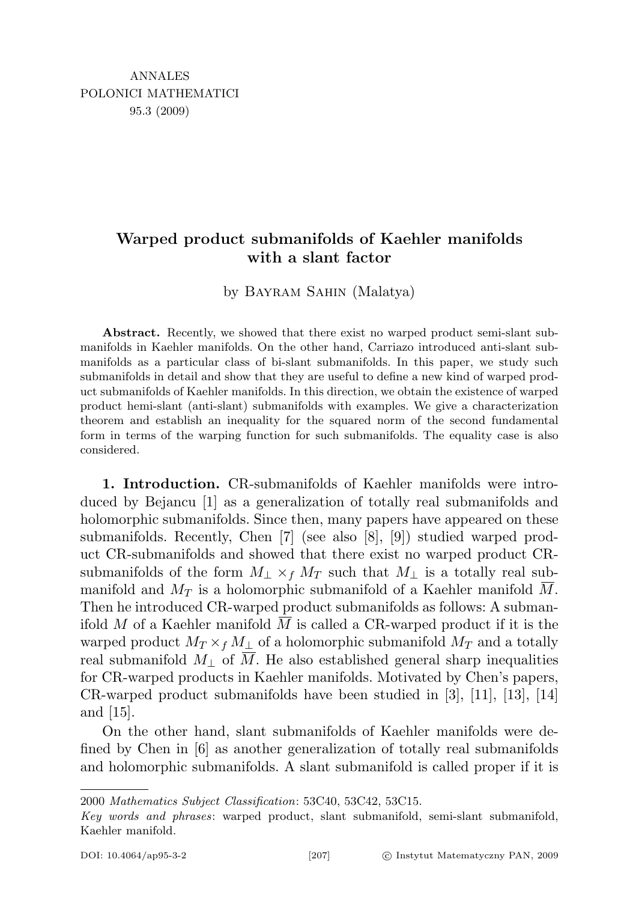ANNALES
POLONICI MATHEMATICI
95.3 (2009)

# Warped product submanifolds of Kaehler manifolds with a slant factor

by Bayram Sahin (Malatya)

**Abstract.** Recently, we showed that there exist no warped product semi-slant submanifolds in Kaehler manifolds. On the other hand, Carriazo introduced anti-slant submanifolds as a particular class of bi-slant submanifolds. In this paper, we study such submanifolds in detail and show that they are useful to define a new kind of warped product submanifolds of Kaehler manifolds. In this direction, we obtain the existence of warped product hemi-slant (anti-slant) submanifolds with examples. We give a characterization theorem and establish an inequality for the squared norm of the second fundamental form in terms of the warping function for such submanifolds. The equality case is also considered.

**1. Introduction.** CR-submanifolds of Kaehler manifolds were introduced by Bejancu [1] as a generalization of totally real submanifolds and holomorphic submanifolds. Since then, many papers have appeared on these submanifolds. Recently, Chen [7] (see also [8], [9]) studied warped product CR-submanifolds and showed that there exist no warped product CR-submanifolds of the form $M_\perp \times_f M_T$ such that $M_\perp$ is a totally real submanifold and $M_T$ is a holomorphic submanifold of a Kaehler manifold $\overline{M}$. Then he introduced CR-warped product submanifolds as follows: A submanifold $M$ of a Kaehler manifold $\overline{M}$ is called a CR-warped product if it is the warped product $M_T \times_f M_\perp$ of a holomorphic submanifold $M_T$ and a totally real submanifold $M_\perp$ of $\overline{M}$. He also established general sharp inequalities for CR-warped products in Kaehler manifolds. Motivated by Chen's papers, CR-warped product submanifolds have been studied in [3], [11], [13], [14] and [15].

On the other hand, slant submanifolds of Kaehler manifolds were defined by Chen in [6] as another generalization of totally real submanifolds and holomorphic submanifolds. A slant submanifold is called proper if it is

---

2000 *Mathematics Subject Classification*: 53C40, 53C42, 53C15.

*Key words and phrases*: warped product, slant submanifold, semi-slant submanifold, Kaehler manifold.

DOI: 10.4064/ap95-3-2 © Instytut Matematyczny PAN, 2009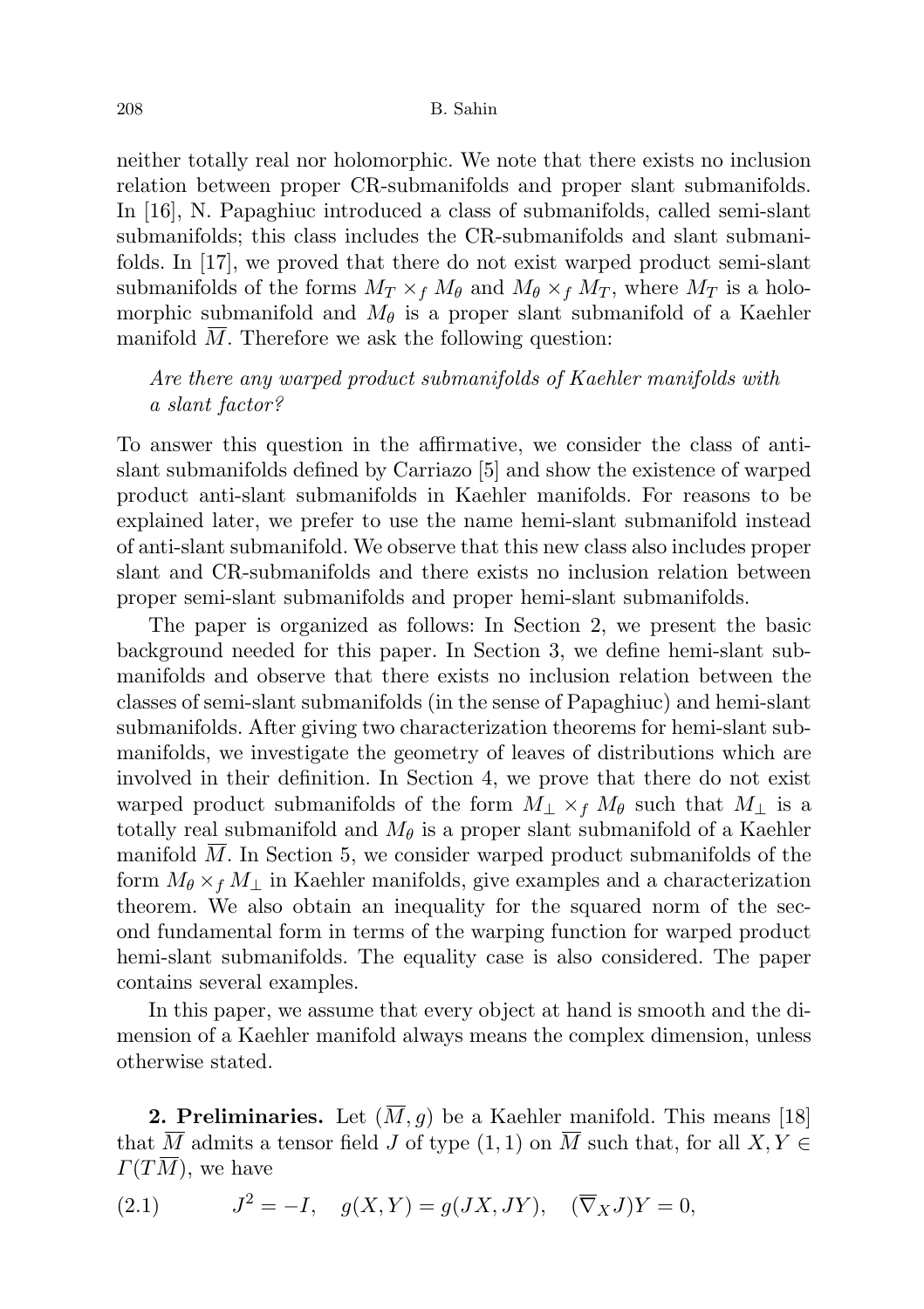neither totally real nor holomorphic. We note that there exists no inclusion relation between proper CR-submanifolds and proper slant submanifolds. In [16], N. Papaghiuc introduced a class of submanifolds, called semi-slant submanifolds; this class includes the CR-submanifolds and slant submanifolds. In [17], we proved that there do not exist warped product semi-slant submanifolds of the forms $M_T \times_f M_\theta$ and $M_\theta \times_f M_T$, where $M_T$ is a holomorphic submanifold and $M_\theta$ is a proper slant submanifold of a Kaehler manifold $\overline{M}$. Therefore we ask the following question:

*Are there any warped product submanifolds of Kaehler manifolds with a slant factor?*

To answer this question in the affirmative, we consider the class of anti-slant submanifolds defined by Carriazo [5] and show the existence of warped product anti-slant submanifolds in Kaehler manifolds. For reasons to be explained later, we prefer to use the name hemi-slant submanifold instead of anti-slant submanifold. We observe that this new class also includes proper slant and CR-submanifolds and there exists no inclusion relation between proper semi-slant submanifolds and proper hemi-slant submanifolds.

The paper is organized as follows: In Section 2, we present the basic background needed for this paper. In Section 3, we define hemi-slant submanifolds and observe that there exists no inclusion relation between the classes of semi-slant submanifolds (in the sense of Papaghiuc) and hemi-slant submanifolds. After giving two characterization theorems for hemi-slant submanifolds, we investigate the geometry of leaves of distributions which are involved in their definition. In Section 4, we prove that there do not exist warped product submanifolds of the form $M_\perp \times_f M_\theta$ such that $M_\perp$ is a totally real submanifold and $M_\theta$ is a proper slant submanifold of a Kaehler manifold $\overline{M}$. In Section 5, we consider warped product submanifolds of the form $M_\theta \times_f M_\perp$ in Kaehler manifolds, give examples and a characterization theorem. We also obtain an inequality for the squared norm of the second fundamental form in terms of the warping function for warped product hemi-slant submanifolds. The equality case is also considered. The paper contains several examples.

In this paper, we assume that every object at hand is smooth and the dimension of a Kaehler manifold always means the complex dimension, unless otherwise stated.

**2. Preliminaries.** Let $(\overline{M}, g)$ be a Kaehler manifold. This means [18] that $\overline{M}$ admits a tensor field $J$ of type $(1,1)$ on $\overline{M}$ such that, for all $X, Y \in \Gamma(T\overline{M})$, we have

$$J^2 = -I, \quad g(X,Y) = g(JX, JY), \quad (\overline{\nabla}_X J)Y = 0, \tag{2.1}$$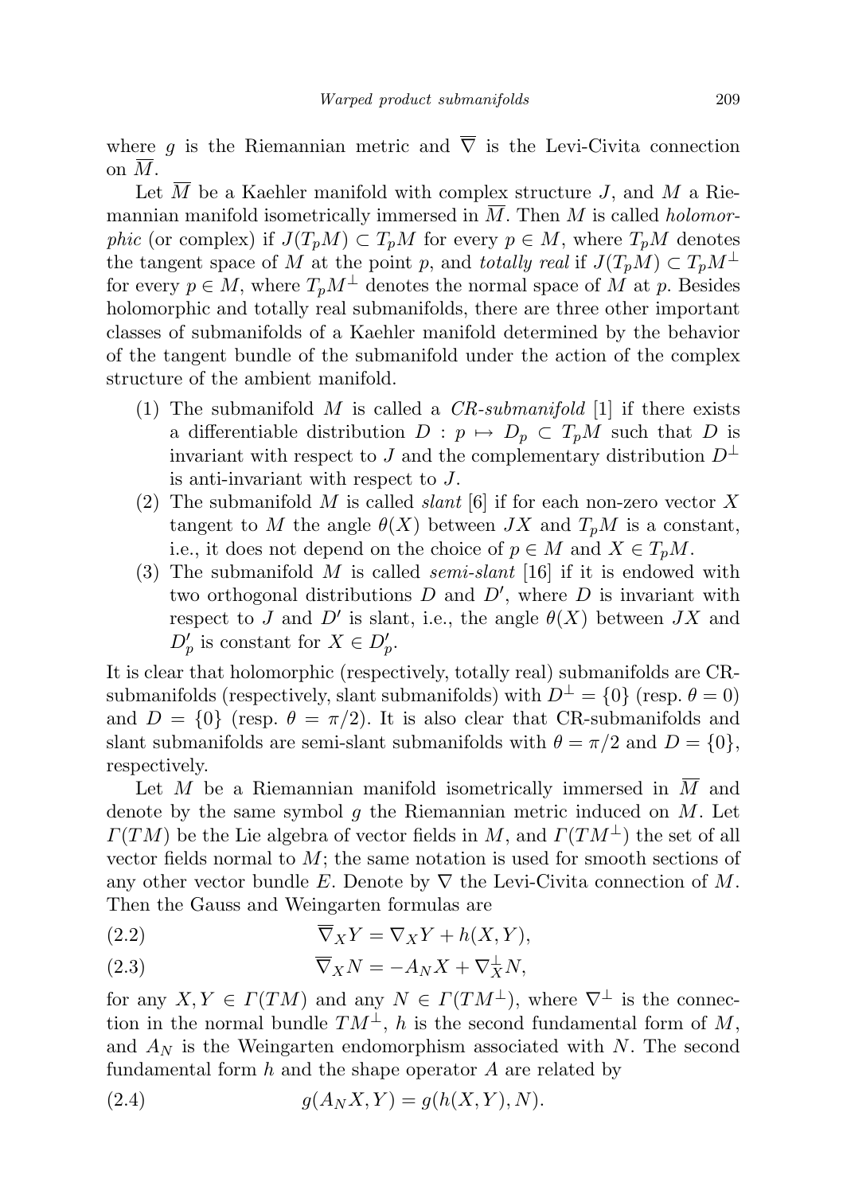where $g$ is the Riemannian metric and $\overline{\nabla}$ is the Levi-Civita connection on $\overline{M}$.

Let $\overline{M}$ be a Kaehler manifold with complex structure $J$, and $M$ a Riemannian manifold isometrically immersed in $\overline{M}$. Then $M$ is called *holomorphic* (or complex) if $J(T_pM) \subset T_pM$ for every $p \in M$, where $T_pM$ denotes the tangent space of $M$ at the point $p$, and *totally real* if $J(T_pM) \subset T_pM^{\perp}$ for every $p \in M$, where $T_pM^{\perp}$ denotes the normal space of $M$ at $p$. Besides holomorphic and totally real submanifolds, there are three other important classes of submanifolds of a Kaehler manifold determined by the behavior of the tangent bundle of the submanifold under the action of the complex structure of the ambient manifold.

1. The submanifold $M$ is called a *CR-submanifold* [1] if there exists a differentiable distribution $D : p \mapsto D_p \subset T_pM$ such that $D$ is invariant with respect to $J$ and the complementary distribution $D^{\perp}$ is anti-invariant with respect to $J$.
2. The submanifold $M$ is called *slant* [6] if for each non-zero vector $X$ tangent to $M$ the angle $\theta(X)$ between $JX$ and $T_pM$ is a constant, i.e., it does not depend on the choice of $p \in M$ and $X \in T_pM$.
3. The submanifold $M$ is called *semi-slant* [16] if it is endowed with two orthogonal distributions $D$ and $D'$, where $D$ is invariant with respect to $J$ and $D'$ is slant, i.e., the angle $\theta(X)$ between $JX$ and $D'_p$ is constant for $X \in D'_p$.

It is clear that holomorphic (respectively, totally real) submanifolds are CR-submanifolds (respectively, slant submanifolds) with $D^{\perp} = \{0\}$ (resp. $\theta = 0$) and $D = \{0\}$ (resp. $\theta = \pi/2$). It is also clear that CR-submanifolds and slant submanifolds are semi-slant submanifolds with $\theta = \pi/2$ and $D = \{0\}$, respectively.

Let $M$ be a Riemannian manifold isometrically immersed in $\overline{M}$ and denote by the same symbol $g$ the Riemannian metric induced on $M$. Let $\Gamma(TM)$ be the Lie algebra of vector fields in $M$, and $\Gamma(TM^{\perp})$ the set of all vector fields normal to $M$; the same notation is used for smooth sections of any other vector bundle $E$. Denote by $\nabla$ the Levi-Civita connection of $M$. Then the Gauss and Weingarten formulas are

$$\overline{\nabla}_X Y = \nabla_X Y + h(X, Y), \tag{2.2}$$

$$\overline{\nabla}_X N = -A_N X + \nabla^{\perp}_X N, \tag{2.3}$$

for any $X, Y \in \Gamma(TM)$ and any $N \in \Gamma(TM^{\perp})$, where $\nabla^{\perp}$ is the connection in the normal bundle $TM^{\perp}$, $h$ is the second fundamental form of $M$, and $A_N$ is the Weingarten endomorphism associated with $N$. The second fundamental form $h$ and the shape operator $A$ are related by

$$g(A_N X, Y) = g(h(X, Y), N). \tag{2.4}$$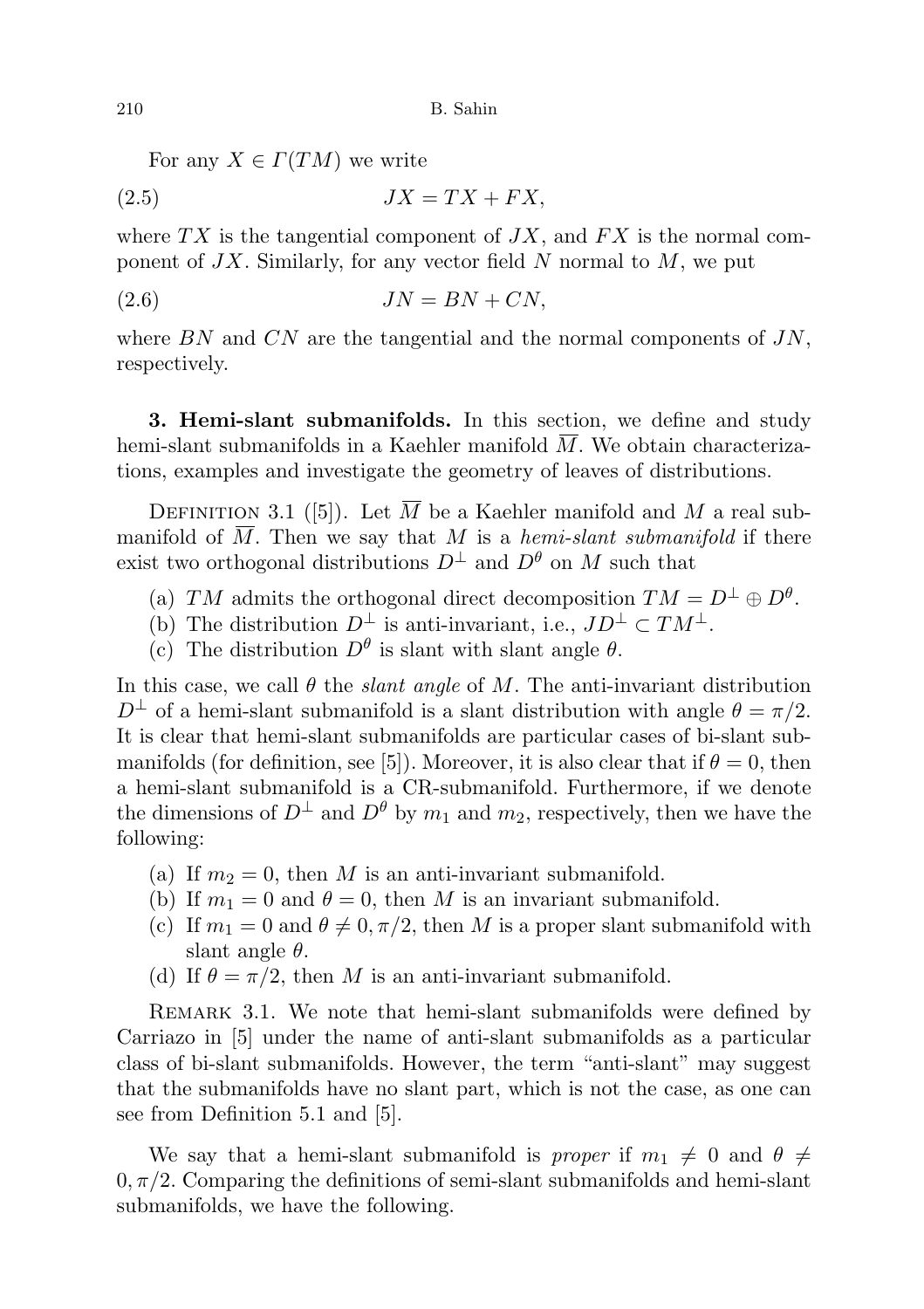For any $X \in \Gamma(TM)$ we write

$$JX = TX + FX, \tag{2.5}$$

where $TX$ is the tangential component of $JX$, and $FX$ is the normal component of $JX$. Similarly, for any vector field $N$ normal to $M$, we put

$$JN = BN + CN, \tag{2.6}$$

where $BN$ and $CN$ are the tangential and the normal components of $JN$, respectively.

**3. Hemi-slant submanifolds.** In this section, we define and study hemi-slant submanifolds in a Kaehler manifold $\overline{M}$. We obtain characterizations, examples and investigate the geometry of leaves of distributions.

Definition 3.1 ([5]). Let $\overline{M}$ be a Kaehler manifold and $M$ a real submanifold of $\overline{M}$. Then we say that $M$ is a *hemi-slant submanifold* if there exist two orthogonal distributions $D^{\perp}$ and $D^{\theta}$ on $M$ such that

(a) $TM$ admits the orthogonal direct decomposition $TM = D^{\perp} \oplus D^{\theta}$.
(b) The distribution $D^{\perp}$ is anti-invariant, i.e., $JD^{\perp} \subset TM^{\perp}$.
(c) The distribution $D^{\theta}$ is slant with slant angle $\theta$.

In this case, we call $\theta$ the *slant angle* of $M$. The anti-invariant distribution $D^{\perp}$ of a hemi-slant submanifold is a slant distribution with angle $\theta = \pi/2$. It is clear that hemi-slant submanifolds are particular cases of bi-slant submanifolds (for definition, see [5]). Moreover, it is also clear that if $\theta = 0$, then a hemi-slant submanifold is a CR-submanifold. Furthermore, if we denote the dimensions of $D^{\perp}$ and $D^{\theta}$ by $m_1$ and $m_2$, respectively, then we have the following:

(a) If $m_2 = 0$, then $M$ is an anti-invariant submanifold.
(b) If $m_1 = 0$ and $\theta = 0$, then $M$ is an invariant submanifold.
(c) If $m_1 = 0$ and $\theta \neq 0, \pi/2$, then $M$ is a proper slant submanifold with slant angle $\theta$.
(d) If $\theta = \pi/2$, then $M$ is an anti-invariant submanifold.

Remark 3.1. We note that hemi-slant submanifolds were defined by Carriazo in [5] under the name of anti-slant submanifolds as a particular class of bi-slant submanifolds. However, the term "anti-slant" may suggest that the submanifolds have no slant part, which is not the case, as one can see from Definition 5.1 and [5].

We say that a hemi-slant submanifold is *proper* if $m_1 \neq 0$ and $\theta \neq 0, \pi/2$. Comparing the definitions of semi-slant submanifolds and hemi-slant submanifolds, we have the following.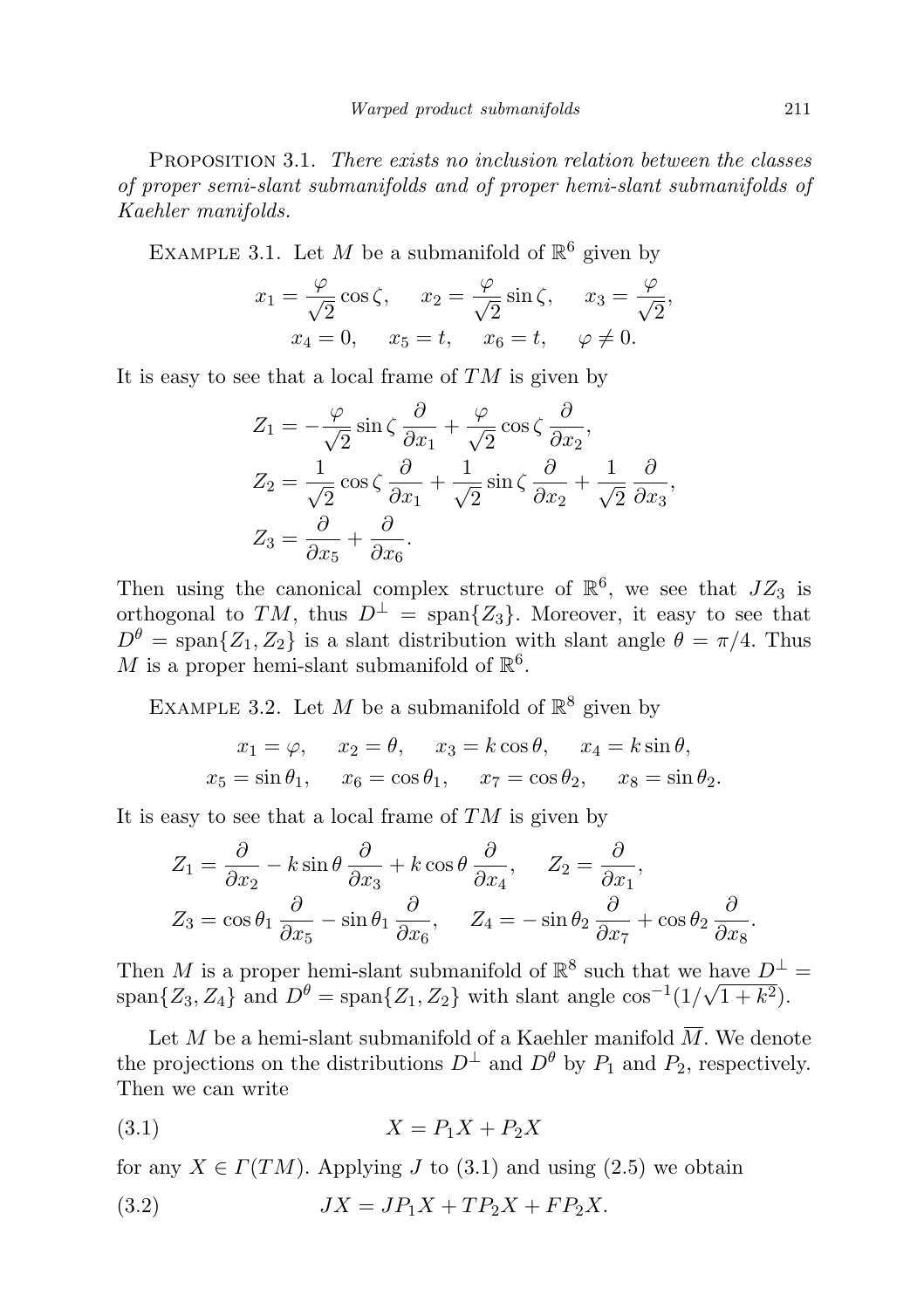Proposition 3.1. *There exists no inclusion relation between the classes of proper semi-slant submanifolds and of proper hemi-slant submanifolds of Kaehler manifolds.*

Example 3.1. Let $M$ be a submanifold of $\mathbb{R}^6$ given by

$$x_1 = \frac{\varphi}{\sqrt{2}}\cos\zeta, \quad x_2 = \frac{\varphi}{\sqrt{2}}\sin\zeta, \quad x_3 = \frac{\varphi}{\sqrt{2}},$$
$$x_4 = 0, \quad x_5 = t, \quad x_6 = t, \quad \varphi \neq 0.$$

It is easy to see that a local frame of $TM$ is given by

$$Z_1 = -\frac{\varphi}{\sqrt{2}}\sin\zeta\,\frac{\partial}{\partial x_1} + \frac{\varphi}{\sqrt{2}}\cos\zeta\,\frac{\partial}{\partial x_2},$$
$$Z_2 = \frac{1}{\sqrt{2}}\cos\zeta\,\frac{\partial}{\partial x_1} + \frac{1}{\sqrt{2}}\sin\zeta\,\frac{\partial}{\partial x_2} + \frac{1}{\sqrt{2}}\,\frac{\partial}{\partial x_3},$$
$$Z_3 = \frac{\partial}{\partial x_5} + \frac{\partial}{\partial x_6}.$$

Then using the canonical complex structure of $\mathbb{R}^6$, we see that $JZ_3$ is orthogonal to $TM$, thus $D^\perp = \operatorname{span}\{Z_3\}$. Moreover, it easy to see that $D^\theta = \operatorname{span}\{Z_1, Z_2\}$ is a slant distribution with slant angle $\theta = \pi/4$. Thus $M$ is a proper hemi-slant submanifold of $\mathbb{R}^6$.

Example 3.2. Let $M$ be a submanifold of $\mathbb{R}^8$ given by

$$x_1 = \varphi, \quad x_2 = \theta, \quad x_3 = k\cos\theta, \quad x_4 = k\sin\theta,$$
$$x_5 = \sin\theta_1, \quad x_6 = \cos\theta_1, \quad x_7 = \cos\theta_2, \quad x_8 = \sin\theta_2.$$

It is easy to see that a local frame of $TM$ is given by

$$Z_1 = \frac{\partial}{\partial x_2} - k\sin\theta\,\frac{\partial}{\partial x_3} + k\cos\theta\,\frac{\partial}{\partial x_4}, \quad Z_2 = \frac{\partial}{\partial x_1},$$
$$Z_3 = \cos\theta_1\,\frac{\partial}{\partial x_5} - \sin\theta_1\,\frac{\partial}{\partial x_6}, \quad Z_4 = -\sin\theta_2\,\frac{\partial}{\partial x_7} + \cos\theta_2\,\frac{\partial}{\partial x_8}.$$

Then $M$ is a proper hemi-slant submanifold of $\mathbb{R}^8$ such that we have $D^\perp = \operatorname{span}\{Z_3, Z_4\}$ and $D^\theta = \operatorname{span}\{Z_1, Z_2\}$ with slant angle $\cos^{-1}(1/\sqrt{1+k^2})$.

Let $M$ be a hemi-slant submanifold of a Kaehler manifold $\overline{M}$. We denote the projections on the distributions $D^\perp$ and $D^\theta$ by $P_1$ and $P_2$, respectively. Then we can write

$$X = P_1X + P_2X \tag{3.1}$$

for any $X \in \Gamma(TM)$. Applying $J$ to (3.1) and using (2.5) we obtain

$$JX = JP_1X + TP_2X + FP_2X. \tag{3.2}$$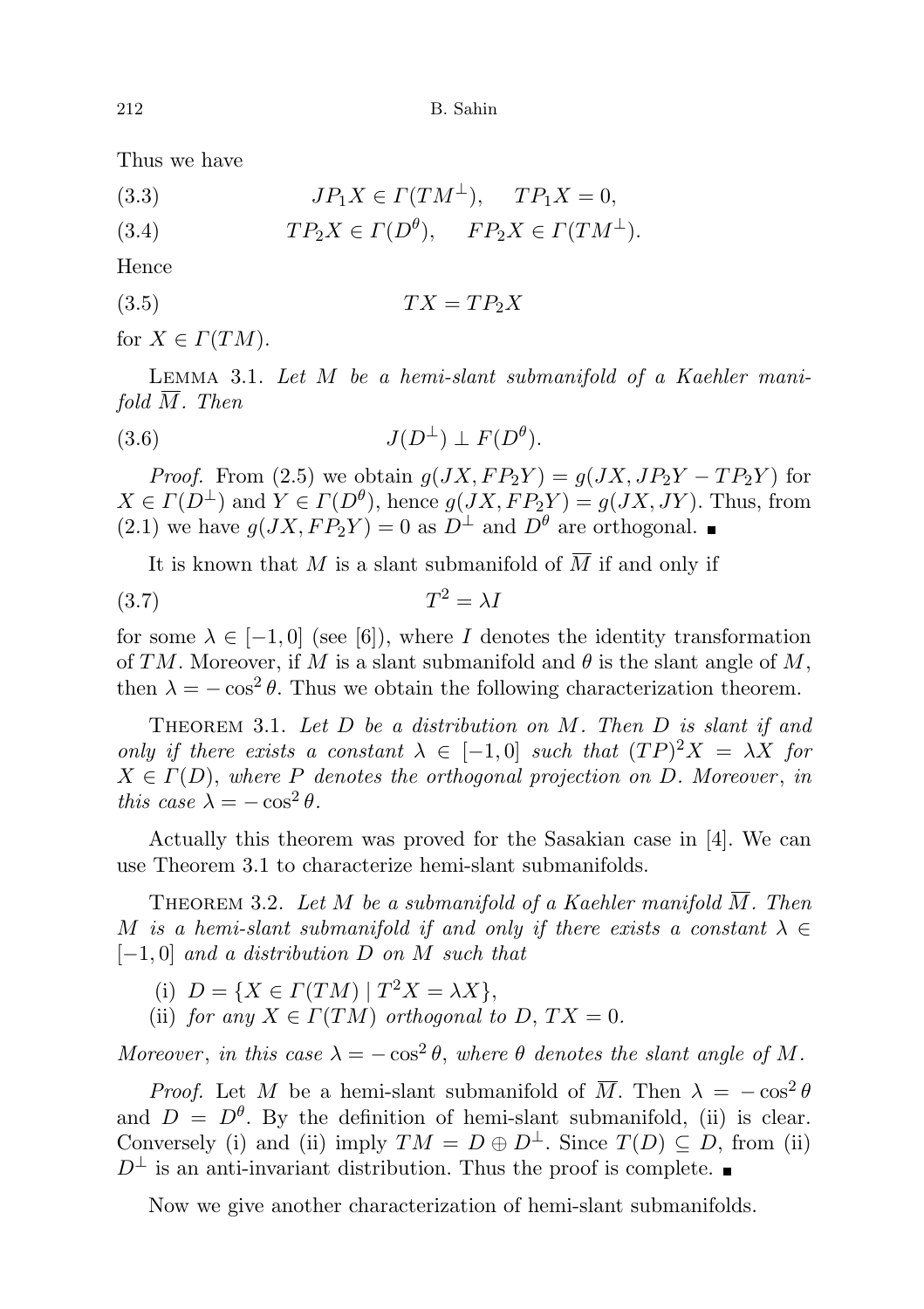Thus we have

$$JP_1X \in \Gamma(TM^{\perp}), \quad TP_1X = 0, \tag{3.3}$$

$$TP_2X \in \Gamma(D^{\theta}), \quad FP_2X \in \Gamma(TM^{\perp}). \tag{3.4}$$

Hence

$$TX = TP_2X \tag{3.5}$$

for $X \in \Gamma(TM)$.

Lemma 3.1. *Let $M$ be a hemi-slant submanifold of a Kaehler manifold $\overline{M}$. Then*

$$J(D^{\perp}) \perp F(D^{\theta}). \tag{3.6}$$

*Proof.* From (2.5) we obtain $g(JX, FP_2Y) = g(JX, JP_2Y - TP_2Y)$ for $X \in \Gamma(D^{\perp})$ and $Y \in \Gamma(D^{\theta})$, hence $g(JX, FP_2Y) = g(JX, JY)$. Thus, from (2.1) we have $g(JX, FP_2Y) = 0$ as $D^{\perp}$ and $D^{\theta}$ are orthogonal. ∎

It is known that $M$ is a slant submanifold of $\overline{M}$ if and only if

$$T^2 = \lambda I \tag{3.7}$$

for some $\lambda \in [-1, 0]$ (see [6]), where $I$ denotes the identity transformation of $TM$. Moreover, if $M$ is a slant submanifold and $\theta$ is the slant angle of $M$, then $\lambda = -\cos^2\theta$. Thus we obtain the following characterization theorem.

Theorem 3.1. *Let $D$ be a distribution on $M$. Then $D$ is slant if and only if there exists a constant $\lambda \in [-1, 0]$ such that $(TP)^2X = \lambda X$ for $X \in \Gamma(D)$, where $P$ denotes the orthogonal projection on $D$. Moreover, in this case $\lambda = -\cos^2\theta$.*

Actually this theorem was proved for the Sasakian case in [4]. We can use Theorem 3.1 to characterize hemi-slant submanifolds.

Theorem 3.2. *Let $M$ be a submanifold of a Kaehler manifold $\overline{M}$. Then $M$ is a hemi-slant submanifold if and only if there exists a constant $\lambda \in [-1, 0]$ and a distribution $D$ on $M$ such that*

(i) $D = \{X \in \Gamma(TM) \mid T^2X = \lambda X\}$,
(ii) *for any $X \in \Gamma(TM)$ orthogonal to $D$, $TX = 0$.*

*Moreover, in this case $\lambda = -\cos^2\theta$, where $\theta$ denotes the slant angle of $M$.*

*Proof.* Let $M$ be a hemi-slant submanifold of $\overline{M}$. Then $\lambda = -\cos^2\theta$ and $D = D^{\theta}$. By the definition of hemi-slant submanifold, (ii) is clear. Conversely (i) and (ii) imply $TM = D \oplus D^{\perp}$. Since $T(D) \subseteq D$, from (ii) $D^{\perp}$ is an anti-invariant distribution. Thus the proof is complete. ∎

Now we give another characterization of hemi-slant submanifolds.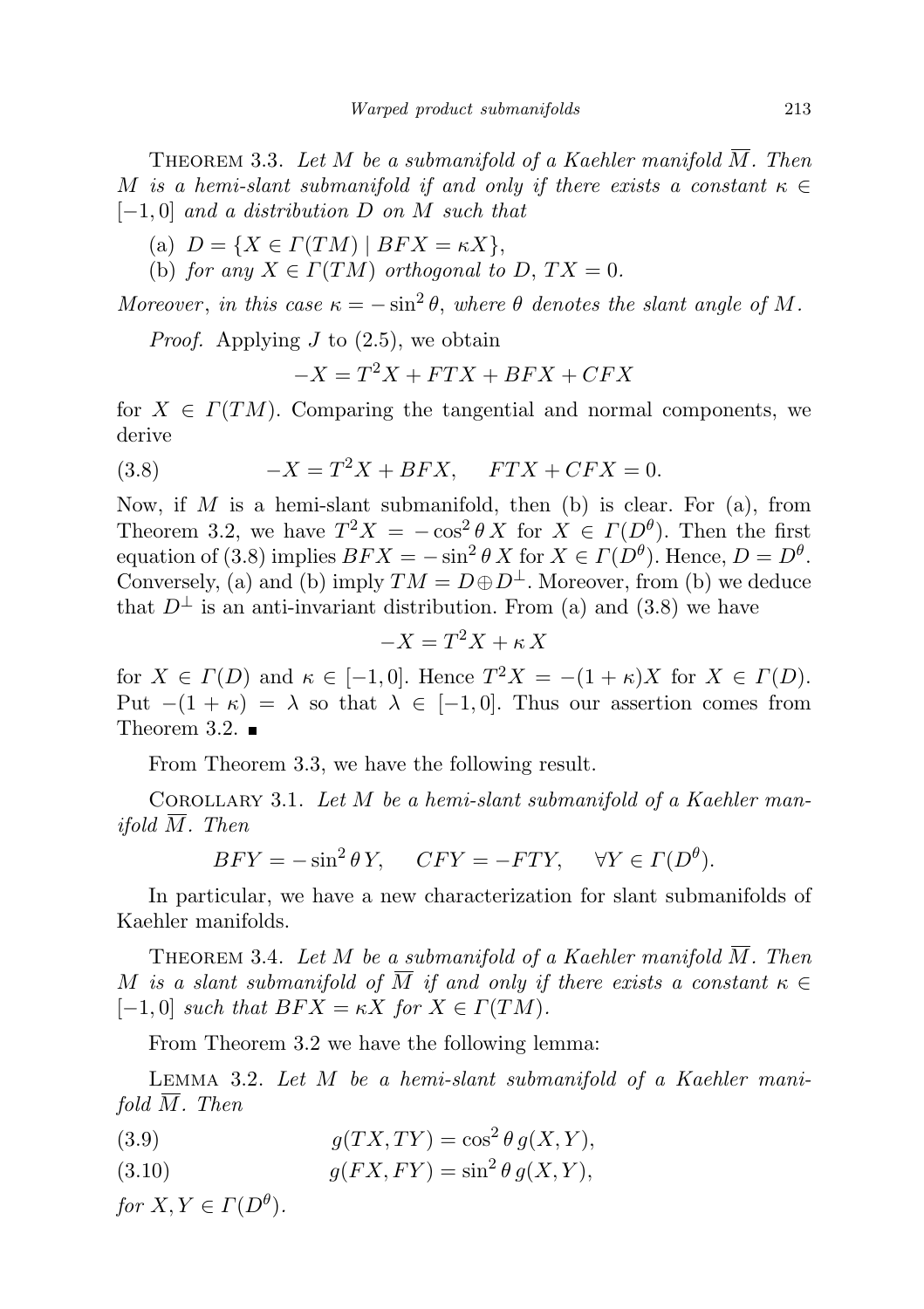Theorem 3.3. *Let $M$ be a submanifold of a Kaehler manifold $\overline{M}$. Then $M$ is a hemi-slant submanifold if and only if there exists a constant $\kappa \in [-1, 0]$ and a distribution $D$ on $M$ such that*

(a) $D = \{X \in \Gamma(TM) \mid BFX = \kappa X\}$,

(b) *for any $X \in \Gamma(TM)$ orthogonal to $D$, $TX = 0$.*

*Moreover, in this case $\kappa = -\sin^2\theta$, where $\theta$ denotes the slant angle of $M$.*

*Proof.* Applying $J$ to (2.5), we obtain

$$-X = T^2X + FTX + BFX + CFX$$

for $X \in \Gamma(TM)$. Comparing the tangential and normal components, we derive

$$-X = T^2X + BFX, \quad FTX + CFX = 0. \tag{3.8}$$

Now, if $M$ is a hemi-slant submanifold, then (b) is clear. For (a), from Theorem 3.2, we have $T^2X = -\cos^2\theta\, X$ for $X \in \Gamma(D^\theta)$. Then the first equation of (3.8) implies $BFX = -\sin^2\theta\, X$ for $X \in \Gamma(D^\theta)$. Hence, $D = D^\theta$. Conversely, (a) and (b) imply $TM = D \oplus D^\perp$. Moreover, from (b) we deduce that $D^\perp$ is an anti-invariant distribution. From (a) and (3.8) we have

$$-X = T^2X + \kappa\, X$$

for $X \in \Gamma(D)$ and $\kappa \in [-1, 0]$. Hence $T^2X = -(1+\kappa)X$ for $X \in \Gamma(D)$. Put $-(1+\kappa) = \lambda$ so that $\lambda \in [-1, 0]$. Thus our assertion comes from Theorem 3.2. ■

From Theorem 3.3, we have the following result.

Corollary 3.1. *Let $M$ be a hemi-slant submanifold of a Kaehler manifold $\overline{M}$. Then*

$$BFY = -\sin^2\theta\, Y, \quad CFY = -FTY, \quad \forall Y \in \Gamma(D^\theta).$$

In particular, we have a new characterization for slant submanifolds of Kaehler manifolds.

Theorem 3.4. *Let $M$ be a submanifold of a Kaehler manifold $\overline{M}$. Then $M$ is a slant submanifold of $\overline{M}$ if and only if there exists a constant $\kappa \in [-1, 0]$ such that $BFX = \kappa X$ for $X \in \Gamma(TM)$.*

From Theorem 3.2 we have the following lemma:

Lemma 3.2. *Let $M$ be a hemi-slant submanifold of a Kaehler manifold $\overline{M}$. Then*

$$g(TX, TY) = \cos^2\theta\, g(X, Y), \tag{3.9}$$

$$g(FX, FY) = \sin^2\theta\, g(X, Y), \tag{3.10}$$

*for $X, Y \in \Gamma(D^\theta)$.*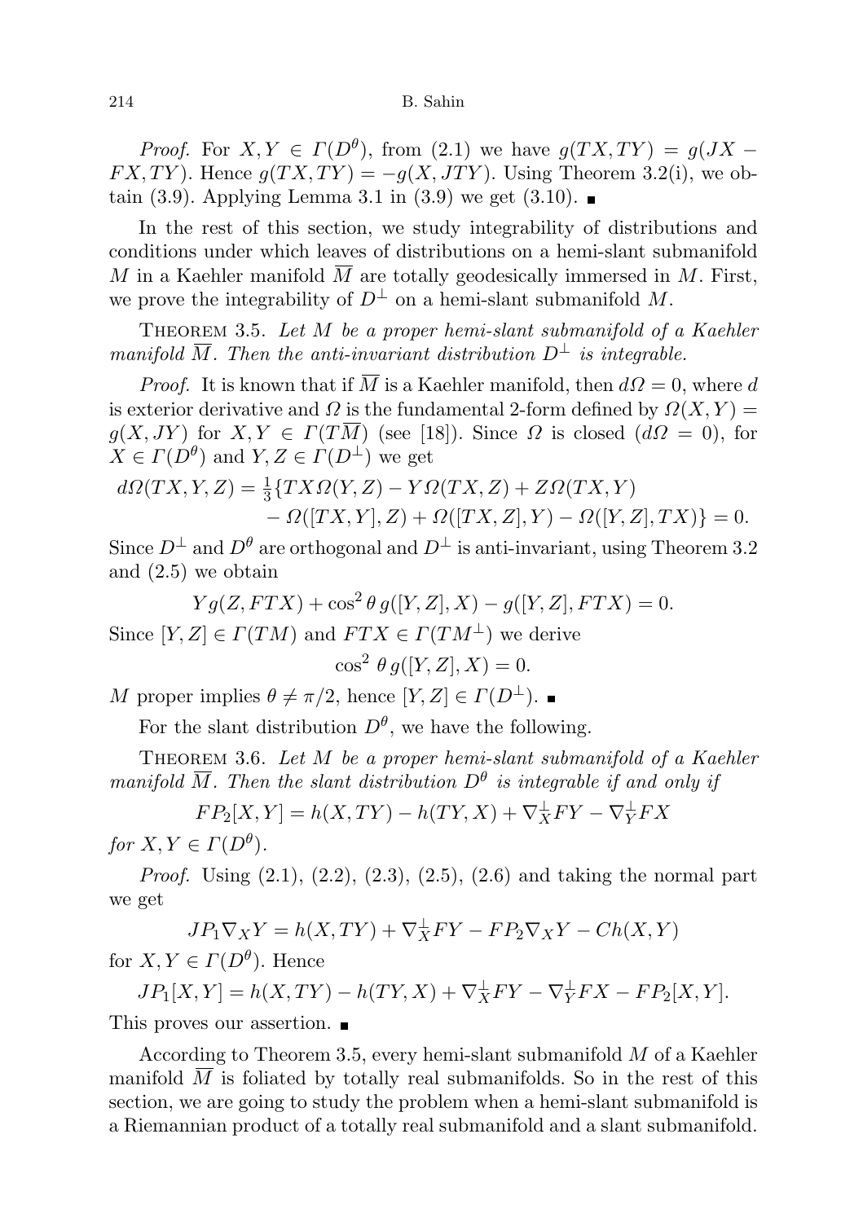*Proof.* For $X, Y \in \Gamma(D^\theta)$, from (2.1) we have $g(TX, TY) = g(JX - FX, TY)$. Hence $g(TX, TY) = -g(X, JTY)$. Using Theorem 3.2(i), we obtain (3.9). Applying Lemma 3.1 in (3.9) we get (3.10). ∎

In the rest of this section, we study integrability of distributions and conditions under which leaves of distributions on a hemi-slant submanifold $M$ in a Kaehler manifold $\overline{M}$ are totally geodesically immersed in $M$. First, we prove the integrability of $D^\perp$ on a hemi-slant submanifold $M$.

THEOREM 3.5. *Let $M$ be a proper hemi-slant submanifold of a Kaehler manifold $\overline{M}$. Then the anti-invariant distribution $D^\perp$ is integrable.*

*Proof.* It is known that if $\overline{M}$ is a Kaehler manifold, then $d\Omega = 0$, where $d$ is exterior derivative and $\Omega$ is the fundamental 2-form defined by $\Omega(X, Y) = g(X, JY)$ for $X, Y \in \Gamma(T\overline{M})$ (see [18]). Since $\Omega$ is closed ($d\Omega = 0$), for $X \in \Gamma(D^\theta)$ and $Y, Z \in \Gamma(D^\perp)$ we get

$$d\Omega(TX, Y, Z) = \tfrac{1}{3}\{TX\Omega(Y, Z) - Y\Omega(TX, Z) + Z\Omega(TX, Y) - \Omega([TX, Y], Z) + \Omega([TX, Z], Y) - \Omega([Y, Z], TX)\} = 0.$$

Since $D^\perp$ and $D^\theta$ are orthogonal and $D^\perp$ is anti-invariant, using Theorem 3.2 and (2.5) we obtain

$$Yg(Z, FTX) + \cos^2\theta\, g([Y, Z], X) - g([Y, Z], FTX) = 0.$$

Since $[Y, Z] \in \Gamma(TM)$ and $FTX \in \Gamma(TM^\perp)$ we derive

$$\cos^2\theta\, g([Y, Z], X) = 0.$$

$M$ proper implies $\theta \neq \pi/2$, hence $[Y, Z] \in \Gamma(D^\perp)$. ∎

For the slant distribution $D^\theta$, we have the following.

THEOREM 3.6. *Let $M$ be a proper hemi-slant submanifold of a Kaehler manifold $\overline{M}$. Then the slant distribution $D^\theta$ is integrable if and only if*

$$FP_2[X, Y] = h(X, TY) - h(TY, X) + \nabla^\perp_X FY - \nabla^\perp_Y FX$$

*for $X, Y \in \Gamma(D^\theta)$.*

*Proof.* Using (2.1), (2.2), (2.3), (2.5), (2.6) and taking the normal part we get

$$JP_1\nabla_X Y = h(X, TY) + \nabla^\perp_X FY - FP_2\nabla_X Y - Ch(X, Y)$$

for $X, Y \in \Gamma(D^\theta)$. Hence

$$JP_1[X, Y] = h(X, TY) - h(TY, X) + \nabla^\perp_X FY - \nabla^\perp_Y FX - FP_2[X, Y].$$

This proves our assertion. ∎

According to Theorem 3.5, every hemi-slant submanifold $M$ of a Kaehler manifold $\overline{M}$ is foliated by totally real submanifolds. So in the rest of this section, we are going to study the problem when a hemi-slant submanifold is a Riemannian product of a totally real submanifold and a slant submanifold.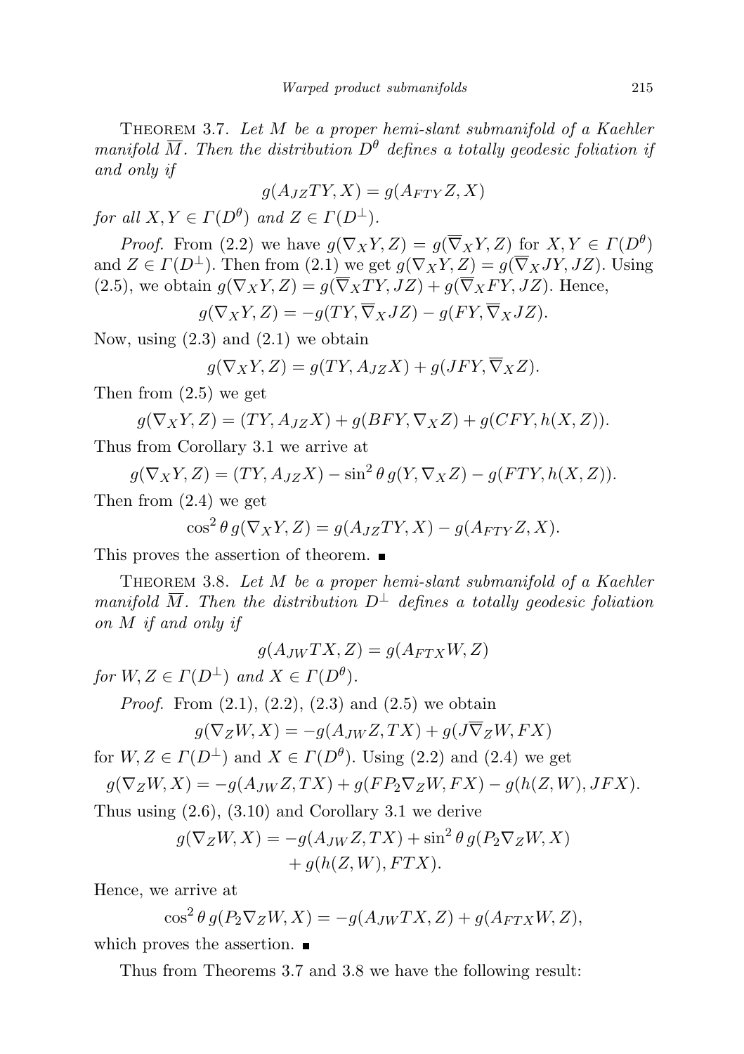Theorem 3.7. *Let $M$ be a proper hemi-slant submanifold of a Kaehler manifold $\overline{M}$. Then the distribution $D^\theta$ defines a totally geodesic foliation if and only if*

$$g(A_{JZ}TY, X) = g(A_{FTY}Z, X)$$

*for all $X, Y \in \Gamma(D^\theta)$ and $Z \in \Gamma(D^\perp)$.*

*Proof.* From (2.2) we have $g(\nabla_X Y, Z) = g(\overline{\nabla}_X Y, Z)$ for $X, Y \in \Gamma(D^\theta)$ and $Z \in \Gamma(D^\perp)$. Then from (2.1) we get $g(\nabla_X Y, Z) = g(\overline{\nabla}_X JY, JZ)$. Using (2.5), we obtain $g(\nabla_X Y, Z) = g(\overline{\nabla}_X TY, JZ) + g(\overline{\nabla}_X FY, JZ)$. Hence,

$$g(\nabla_X Y, Z) = -g(TY, \overline{\nabla}_X JZ) - g(FY, \overline{\nabla}_X JZ).$$

Now, using (2.3) and (2.1) we obtain

$$g(\nabla_X Y, Z) = g(TY, A_{JZ}X) + g(JFY, \overline{\nabla}_X Z).$$

Then from (2.5) we get

$$g(\nabla_X Y, Z) = (TY, A_{JZ}X) + g(BFY, \nabla_X Z) + g(CFY, h(X, Z)).$$

Thus from Corollary 3.1 we arrive at

$$g(\nabla_X Y, Z) = (TY, A_{JZ}X) - \sin^2\theta\, g(Y, \nabla_X Z) - g(FTY, h(X, Z)).$$

Then from (2.4) we get

$$\cos^2\theta\, g(\nabla_X Y, Z) = g(A_{JZ}TY, X) - g(A_{FTY}Z, X).$$

This proves the assertion of theorem. ■

Theorem 3.8. *Let $M$ be a proper hemi-slant submanifold of a Kaehler manifold $\overline{M}$. Then the distribution $D^\perp$ defines a totally geodesic foliation on $M$ if and only if*

$$g(A_{JW}TX, Z) = g(A_{FTX}W, Z)$$

*for $W, Z \in \Gamma(D^\perp)$ and $X \in \Gamma(D^\theta)$.*

*Proof.* From (2.1), (2.2), (2.3) and (2.5) we obtain

$$g(\nabla_Z W, X) = -g(A_{JW}Z, TX) + g(J\overline{\nabla}_Z W, FX)$$

for $W, Z \in \Gamma(D^\perp)$ and $X \in \Gamma(D^\theta)$. Using (2.2) and (2.4) we get

$$g(\nabla_Z W, X) = -g(A_{JW}Z, TX) + g(FP_2\nabla_Z W, FX) - g(h(Z, W), JFX).$$

Thus using (2.6), (3.10) and Corollary 3.1 we derive

$$\begin{aligned} g(\nabla_Z W, X) = &-g(A_{JW}Z, TX) + \sin^2\theta\, g(P_2\nabla_Z W, X) \\ &+ g(h(Z, W), FTX). \end{aligned}$$

Hence, we arrive at

$$\cos^2\theta\, g(P_2\nabla_Z W, X) = -g(A_{JW}TX, Z) + g(A_{FTX}W, Z),$$

which proves the assertion. ■

Thus from Theorems 3.7 and 3.8 we have the following result: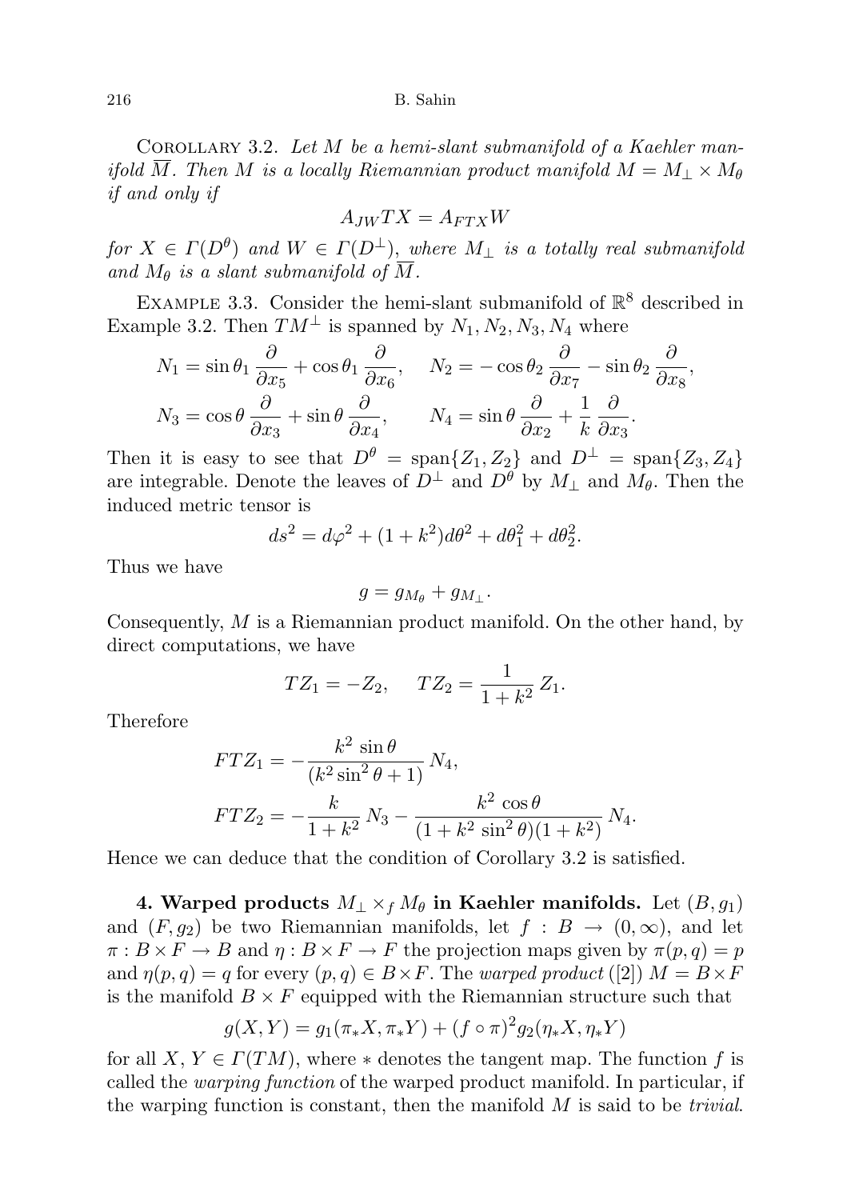Corollary 3.2. *Let $M$ be a hemi-slant submanifold of a Kaehler manifold $\overline{M}$. Then $M$ is a locally Riemannian product manifold $M = M_\perp \times M_\theta$ if and only if*

$$A_{JW}TX = A_{FTX}W$$

*for $X \in \Gamma(D^\theta)$ and $W \in \Gamma(D^\perp)$, where $M_\perp$ is a totally real submanifold and $M_\theta$ is a slant submanifold of $\overline{M}$.*

Example 3.3. Consider the hemi-slant submanifold of $\mathbb{R}^8$ described in Example 3.2. Then $TM^\perp$ is spanned by $N_1, N_2, N_3, N_4$ where

$$N_1 = \sin\theta_1 \frac{\partial}{\partial x_5} + \cos\theta_1 \frac{\partial}{\partial x_6}, \quad N_2 = -\cos\theta_2 \frac{\partial}{\partial x_7} - \sin\theta_2 \frac{\partial}{\partial x_8},$$
$$N_3 = \cos\theta \frac{\partial}{\partial x_3} + \sin\theta \frac{\partial}{\partial x_4}, \qquad N_4 = \sin\theta \frac{\partial}{\partial x_2} + \frac{1}{k}\frac{\partial}{\partial x_3}.$$

Then it is easy to see that $D^\theta = \operatorname{span}\{Z_1, Z_2\}$ and $D^\perp = \operatorname{span}\{Z_3, Z_4\}$ are integrable. Denote the leaves of $D^\perp$ and $D^\theta$ by $M_\perp$ and $M_\theta$. Then the induced metric tensor is

$$ds^2 = d\varphi^2 + (1 + k^2)d\theta^2 + d\theta_1^2 + d\theta_2^2.$$

Thus we have

$$g = g_{M_\theta} + g_{M_\perp}.$$

Consequently, $M$ is a Riemannian product manifold. On the other hand, by direct computations, we have

$$TZ_1 = -Z_2, \quad TZ_2 = \frac{1}{1+k^2} Z_1.$$

Therefore

$$FTZ_1 = -\frac{k^2 \sin\theta}{(k^2 \sin^2\theta + 1)} N_4,$$
$$FTZ_2 = -\frac{k}{1+k^2} N_3 - \frac{k^2 \cos\theta}{(1 + k^2 \sin^2\theta)(1+k^2)} N_4.$$

Hence we can deduce that the condition of Corollary 3.2 is satisfied.

## 4. Warped products $M_\perp \times_f M_\theta$ in Kaehler manifolds.

Let $(B, g_1)$ and $(F, g_2)$ be two Riemannian manifolds, let $f : B \to (0, \infty)$, and let $\pi : B \times F \to B$ and $\eta : B \times F \to F$ the projection maps given by $\pi(p, q) = p$ and $\eta(p, q) = q$ for every $(p, q) \in B \times F$. The *warped product* ([2]) $M = B \times F$ is the manifold $B \times F$ equipped with the Riemannian structure such that

$$g(X, Y) = g_1(\pi_* X, \pi_* Y) + (f \circ \pi)^2 g_2(\eta_* X, \eta_* Y)$$

for all $X, Y \in \Gamma(TM)$, where $*$ denotes the tangent map. The function $f$ is called the *warping function* of the warped product manifold. In particular, if the warping function is constant, then the manifold $M$ is said to be *trivial*.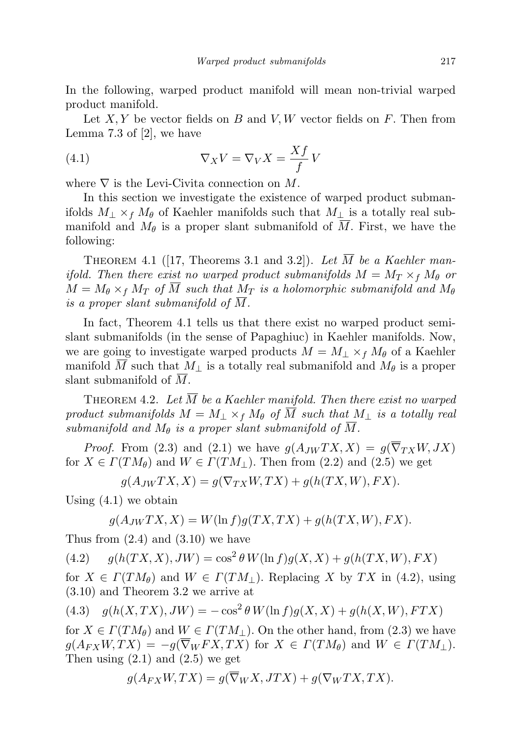In the following, warped product manifold will mean non-trivial warped product manifold.

Let $X, Y$ be vector fields on $B$ and $V, W$ vector fields on $F$. Then from Lemma 7.3 of [2], we have

$$\nabla_X V = \nabla_V X = \frac{Xf}{f} V \tag{4.1}$$

where $\nabla$ is the Levi-Civita connection on $M$.

In this section we investigate the existence of warped product submanifolds $M_\perp \times_f M_\theta$ of Kaehler manifolds such that $M_\perp$ is a totally real submanifold and $M_\theta$ is a proper slant submanifold of $\overline{M}$. First, we have the following:

Theorem 4.1 ([17, Theorems 3.1 and 3.2]). *Let $\overline{M}$ be a Kaehler manifold. Then there exist no warped product submanifolds $M = M_T \times_f M_\theta$ or $M = M_\theta \times_f M_T$ of $\overline{M}$ such that $M_T$ is a holomorphic submanifold and $M_\theta$ is a proper slant submanifold of $\overline{M}$.*

In fact, Theorem 4.1 tells us that there exist no warped product semi-slant submanifolds (in the sense of Papaghiuc) in Kaehler manifolds. Now, we are going to investigate warped products $M = M_\perp \times_f M_\theta$ of a Kaehler manifold $\overline{M}$ such that $M_\perp$ is a totally real submanifold and $M_\theta$ is a proper slant submanifold of $\overline{M}$.

Theorem 4.2. *Let $\overline{M}$ be a Kaehler manifold. Then there exist no warped product submanifolds $M = M_\perp \times_f M_\theta$ of $\overline{M}$ such that $M_\perp$ is a totally real submanifold and $M_\theta$ is a proper slant submanifold of $\overline{M}$.*

*Proof.* From (2.3) and (2.1) we have $g(A_{JW}TX, X) = g(\overline{\nabla}_{TX}W, JX)$ for $X \in \Gamma(TM_\theta)$ and $W \in \Gamma(TM_\perp)$. Then from (2.2) and (2.5) we get

$$g(A_{JW}TX, X) = g(\nabla_{TX}W, TX) + g(h(TX, W), FX).$$

Using (4.1) we obtain

$$g(A_{JW}TX, X) = W(\ln f) g(TX, TX) + g(h(TX, W), FX).$$

Thus from (2.4) and (3.10) we have

$$g(h(TX, X), JW) = \cos^2\theta \, W(\ln f) g(X, X) + g(h(TX, W), FX) \tag{4.2}$$

for $X \in \Gamma(TM_\theta)$ and $W \in \Gamma(TM_\perp)$. Replacing $X$ by $TX$ in (4.2), using (3.10) and Theorem 3.2 we arrive at

$$g(h(X, TX), JW) = -\cos^2\theta \, W(\ln f) g(X, X) + g(h(X, W), FTX) \tag{4.3}$$

for $X \in \Gamma(TM_\theta)$ and $W \in \Gamma(TM_\perp)$. On the other hand, from (2.3) we have $g(A_{FX}W, TX) = -g(\overline{\nabla}_W FX, TX)$ for $X \in \Gamma(TM_\theta)$ and $W \in \Gamma(TM_\perp)$. Then using (2.1) and (2.5) we get

$$g(A_{FX}W, TX) = g(\overline{\nabla}_W X, JTX) + g(\nabla_W TX, TX).$$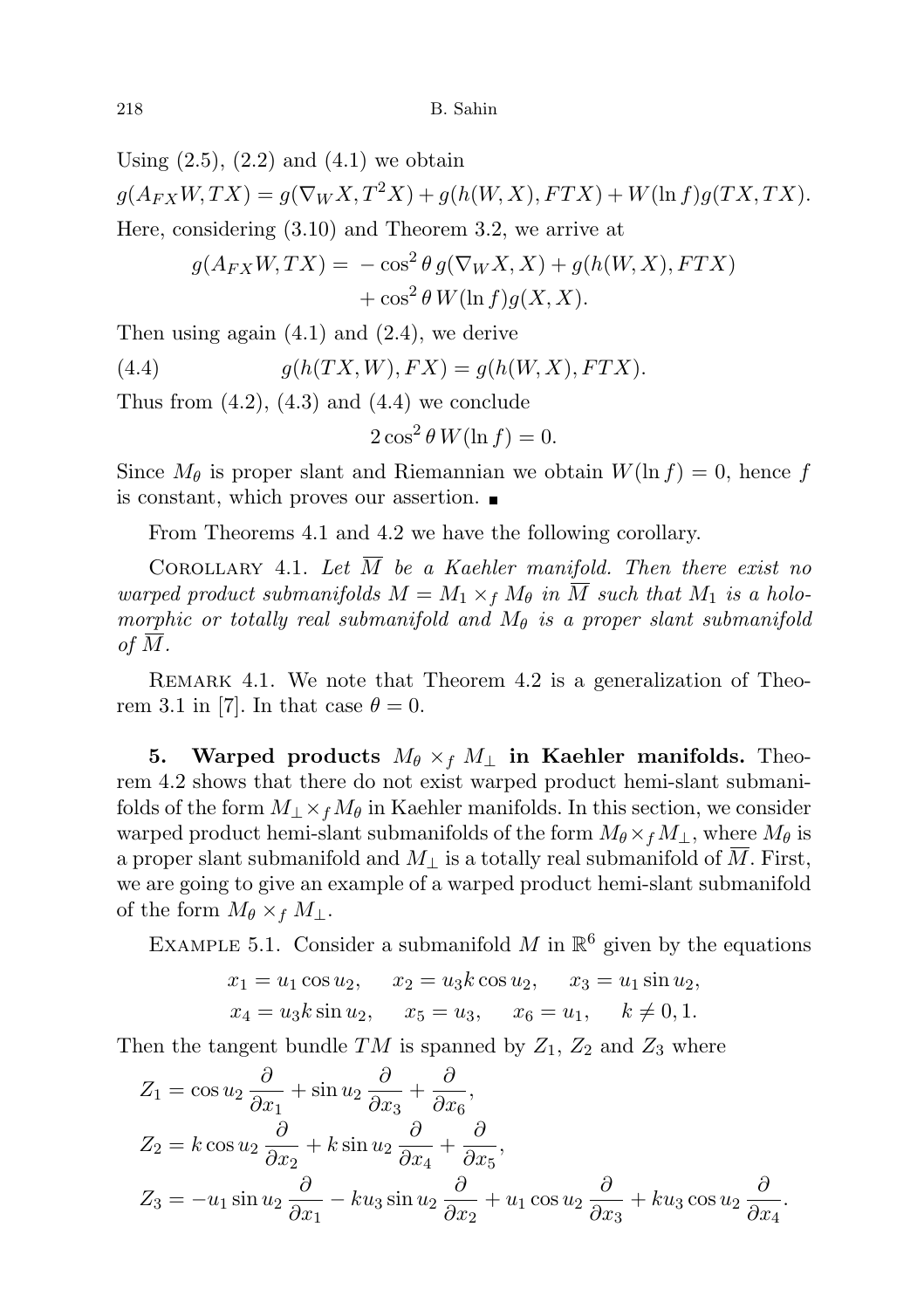Using (2.5), (2.2) and (4.1) we obtain

$$g(A_{FX}W, TX) = g(\nabla_W X, T^2 X) + g(h(W,X), FTX) + W(\ln f) g(TX, TX).$$

Here, considering (3.10) and Theorem 3.2, we arrive at

$$\begin{aligned} g(A_{FX}W, TX) = & -\cos^2\theta\, g(\nabla_W X, X) + g(h(W,X), FTX) \\ & + \cos^2\theta\, W(\ln f) g(X,X). \end{aligned}$$

Then using again (4.1) and (2.4), we derive

$$g(h(TX,W), FX) = g(h(W,X), FTX). \tag{4.4}$$

Thus from (4.2), (4.3) and (4.4) we conclude

$$2\cos^2\theta\, W(\ln f) = 0.$$

Since $M_\theta$ is proper slant and Riemannian we obtain $W(\ln f) = 0$, hence $f$ is constant, which proves our assertion. ∎

From Theorems 4.1 and 4.2 we have the following corollary.

Corollary 4.1. *Let $\overline{M}$ be a Kaehler manifold. Then there exist no warped product submanifolds $M = M_1 \times_f M_\theta$ in $\overline{M}$ such that $M_1$ is a holomorphic or totally real submanifold and $M_\theta$ is a proper slant submanifold of $\overline{M}$.*

Remark 4.1. We note that Theorem 4.2 is a generalization of Theorem 3.1 in [7]. In that case $\theta = 0$.

## 5. Warped products $M_\theta \times_f M_\perp$ in Kaehler manifolds.

Theorem 4.2 shows that there do not exist warped product hemi-slant submanifolds of the form $M_\perp \times_f M_\theta$ in Kaehler manifolds. In this section, we consider warped product hemi-slant submanifolds of the form $M_\theta \times_f M_\perp$, where $M_\theta$ is a proper slant submanifold and $M_\perp$ is a totally real submanifold of $\overline{M}$. First, we are going to give an example of a warped product hemi-slant submanifold of the form $M_\theta \times_f M_\perp$.

Example 5.1. Consider a submanifold $M$ in $\mathbb{R}^6$ given by the equations

$$\begin{aligned} x_1 &= u_1 \cos u_2, \quad x_2 = u_3 k \cos u_2, \quad x_3 = u_1 \sin u_2, \\ x_4 &= u_3 k \sin u_2, \quad x_5 = u_3, \quad x_6 = u_1, \quad k \neq 0, 1. \end{aligned}$$

Then the tangent bundle $TM$ is spanned by $Z_1$, $Z_2$ and $Z_3$ where

$$\begin{aligned} Z_1 &= \cos u_2 \frac{\partial}{\partial x_1} + \sin u_2 \frac{\partial}{\partial x_3} + \frac{\partial}{\partial x_6}, \\ Z_2 &= k \cos u_2 \frac{\partial}{\partial x_2} + k \sin u_2 \frac{\partial}{\partial x_4} + \frac{\partial}{\partial x_5}, \\ Z_3 &= -u_1 \sin u_2 \frac{\partial}{\partial x_1} - k u_3 \sin u_2 \frac{\partial}{\partial x_2} + u_1 \cos u_2 \frac{\partial}{\partial x_3} + k u_3 \cos u_2 \frac{\partial}{\partial x_4}. \end{aligned}$$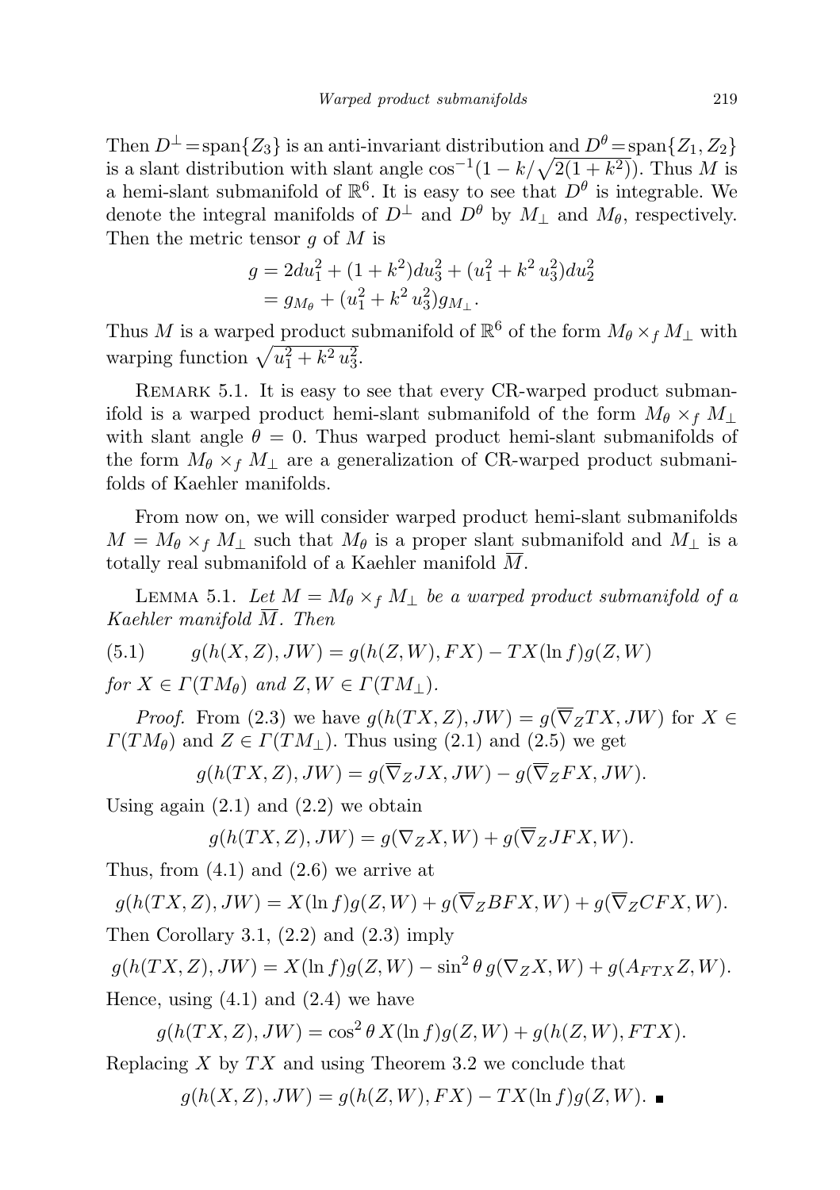Then $D^\perp = \mathrm{span}\{Z_3\}$ is an anti-invariant distribution and $D^\theta = \mathrm{span}\{Z_1, Z_2\}$ is a slant distribution with slant angle $\cos^{-1}(1 - k/\sqrt{2(1+k^2)})$. Thus $M$ is a hemi-slant submanifold of $\mathbb{R}^6$. It is easy to see that $D^\theta$ is integrable. We denote the integral manifolds of $D^\perp$ and $D^\theta$ by $M_\perp$ and $M_\theta$, respectively. Then the metric tensor $g$ of $M$ is

$$
\begin{aligned}
g &= 2du_1^2 + (1+k^2)du_3^2 + (u_1^2 + k^2\, u_3^2)du_2^2 \\
&= g_{M_\theta} + (u_1^2 + k^2\, u_3^2) g_{M_\perp}.
\end{aligned}
$$

Thus $M$ is a warped product submanifold of $\mathbb{R}^6$ of the form $M_\theta \times_f M_\perp$ with warping function $\sqrt{u_1^2 + k^2\, u_3^2}$.

Remark 5.1. It is easy to see that every CR-warped product submanifold is a warped product hemi-slant submanifold of the form $M_\theta \times_f M_\perp$ with slant angle $\theta = 0$. Thus warped product hemi-slant submanifolds of the form $M_\theta \times_f M_\perp$ are a generalization of CR-warped product submanifolds of Kaehler manifolds.

From now on, we will consider warped product hemi-slant submanifolds $M = M_\theta \times_f M_\perp$ such that $M_\theta$ is a proper slant submanifold and $M_\perp$ is a totally real submanifold of a Kaehler manifold $\overline{M}$.

Lemma 5.1. *Let $M = M_\theta \times_f M_\perp$ be a warped product submanifold of a Kaehler manifold $\overline{M}$. Then*

$$
g(h(X,Z), JW) = g(h(Z,W), FX) - TX(\ln f) g(Z,W) \tag{5.1}
$$

*for $X \in \Gamma(TM_\theta)$ and $Z, W \in \Gamma(TM_\perp)$.*

*Proof.* From (2.3) we have $g(h(TX,Z), JW) = g(\overline{\nabla}_Z TX, JW)$ for $X \in \Gamma(TM_\theta)$ and $Z \in \Gamma(TM_\perp)$. Thus using (2.1) and (2.5) we get

$$
g(h(TX,Z), JW) = g(\overline{\nabla}_Z JX, JW) - g(\overline{\nabla}_Z FX, JW).
$$

Using again (2.1) and (2.2) we obtain

$$
g(h(TX,Z), JW) = g(\nabla_Z X, W) + g(\overline{\nabla}_Z JFX, W).
$$

Thus, from (4.1) and (2.6) we arrive at

$$
g(h(TX,Z), JW) = X(\ln f) g(Z,W) + g(\overline{\nabla}_Z BFX, W) + g(\overline{\nabla}_Z CFX, W).
$$

Then Corollary 3.1, (2.2) and (2.3) imply

$$
g(h(TX,Z), JW) = X(\ln f) g(Z,W) - \sin^2\theta\, g(\nabla_Z X, W) + g(A_{FTX} Z, W).
$$

Hence, using (4.1) and (2.4) we have

$$
g(h(TX,Z), JW) = \cos^2\theta\, X(\ln f) g(Z,W) + g(h(Z,W), FTX).
$$

Replacing $X$ by $TX$ and using Theorem 3.2 we conclude that

$$
g(h(X,Z), JW) = g(h(Z,W), FX) - TX(\ln f) g(Z,W). \blacksquare
$$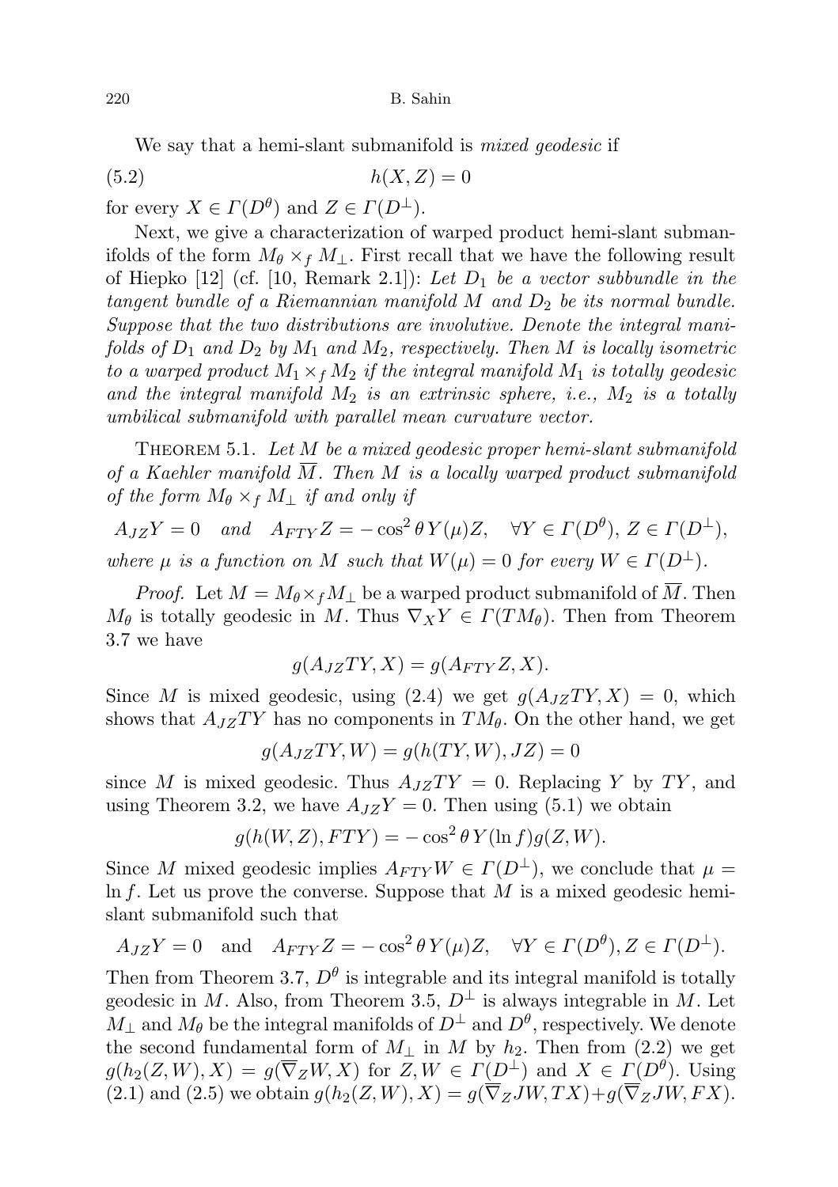We say that a hemi-slant submanifold is *mixed geodesic* if

$$h(X,Z) = 0 \tag{5.2}$$

for every $X \in \Gamma(D^\theta)$ and $Z \in \Gamma(D^\perp)$.

Next, we give a characterization of warped product hemi-slant submanifolds of the form $M_\theta \times_f M_\perp$. First recall that we have the following result of Hiepko [12] (cf. [10, Remark 2.1]): *Let $D_1$ be a vector subbundle in the tangent bundle of a Riemannian manifold $M$ and $D_2$ be its normal bundle. Suppose that the two distributions are involutive. Denote the integral manifolds of $D_1$ and $D_2$ by $M_1$ and $M_2$, respectively. Then $M$ is locally isometric to a warped product $M_1 \times_f M_2$ if the integral manifold $M_1$ is totally geodesic and the integral manifold $M_2$ is an extrinsic sphere, i.e., $M_2$ is a totally umbilical submanifold with parallel mean curvature vector.*

Theorem 5.1. *Let $M$ be a mixed geodesic proper hemi-slant submanifold of a Kaehler manifold $\overline{M}$. Then $M$ is a locally warped product submanifold of the form $M_\theta \times_f M_\perp$ if and only if*

$$A_{JZ}Y = 0 \quad \text{and} \quad A_{FTY}Z = -\cos^2\theta\, Y(\mu)Z, \quad \forall Y \in \Gamma(D^\theta),\ Z \in \Gamma(D^\perp),$$

*where $\mu$ is a function on $M$ such that $W(\mu) = 0$ for every $W \in \Gamma(D^\perp)$.*

*Proof.* Let $M = M_\theta \times_f M_\perp$ be a warped product submanifold of $\overline{M}$. Then $M_\theta$ is totally geodesic in $M$. Thus $\nabla_X Y \in \Gamma(TM_\theta)$. Then from Theorem 3.7 we have

$$g(A_{JZ}TY, X) = g(A_{FTY}Z, X).$$

Since $M$ is mixed geodesic, using (2.4) we get $g(A_{JZ}TY, X) = 0$, which shows that $A_{JZ}TY$ has no components in $TM_\theta$. On the other hand, we get

$$g(A_{JZ}TY, W) = g(h(TY, W), JZ) = 0$$

since $M$ is mixed geodesic. Thus $A_{JZ}TY = 0$. Replacing $Y$ by $TY$, and using Theorem 3.2, we have $A_{JZ}Y = 0$. Then using (5.1) we obtain

$$g(h(W,Z), FTY) = -\cos^2\theta\, Y(\ln f) g(Z, W).$$

Since $M$ mixed geodesic implies $A_{FTY}W \in \Gamma(D^\perp)$, we conclude that $\mu = \ln f$. Let us prove the converse. Suppose that $M$ is a mixed geodesic hemi-slant submanifold such that

$$A_{JZ}Y = 0 \quad \text{and} \quad A_{FTY}Z = -\cos^2\theta\, Y(\mu)Z, \quad \forall Y \in \Gamma(D^\theta), Z \in \Gamma(D^\perp).$$

Then from Theorem 3.7, $D^\theta$ is integrable and its integral manifold is totally geodesic in $M$. Also, from Theorem 3.5, $D^\perp$ is always integrable in $M$. Let $M_\perp$ and $M_\theta$ be the integral manifolds of $D^\perp$ and $D^\theta$, respectively. We denote the second fundamental form of $M_\perp$ in $M$ by $h_2$. Then from (2.2) we get $g(h_2(Z,W), X) = g(\overline{\nabla}_Z W, X)$ for $Z, W \in \Gamma(D^\perp)$ and $X \in \Gamma(D^\theta)$. Using (2.1) and (2.5) we obtain $g(h_2(Z,W), X) = g(\overline{\nabla}_Z JW, TX) + g(\overline{\nabla}_Z JW, FX)$.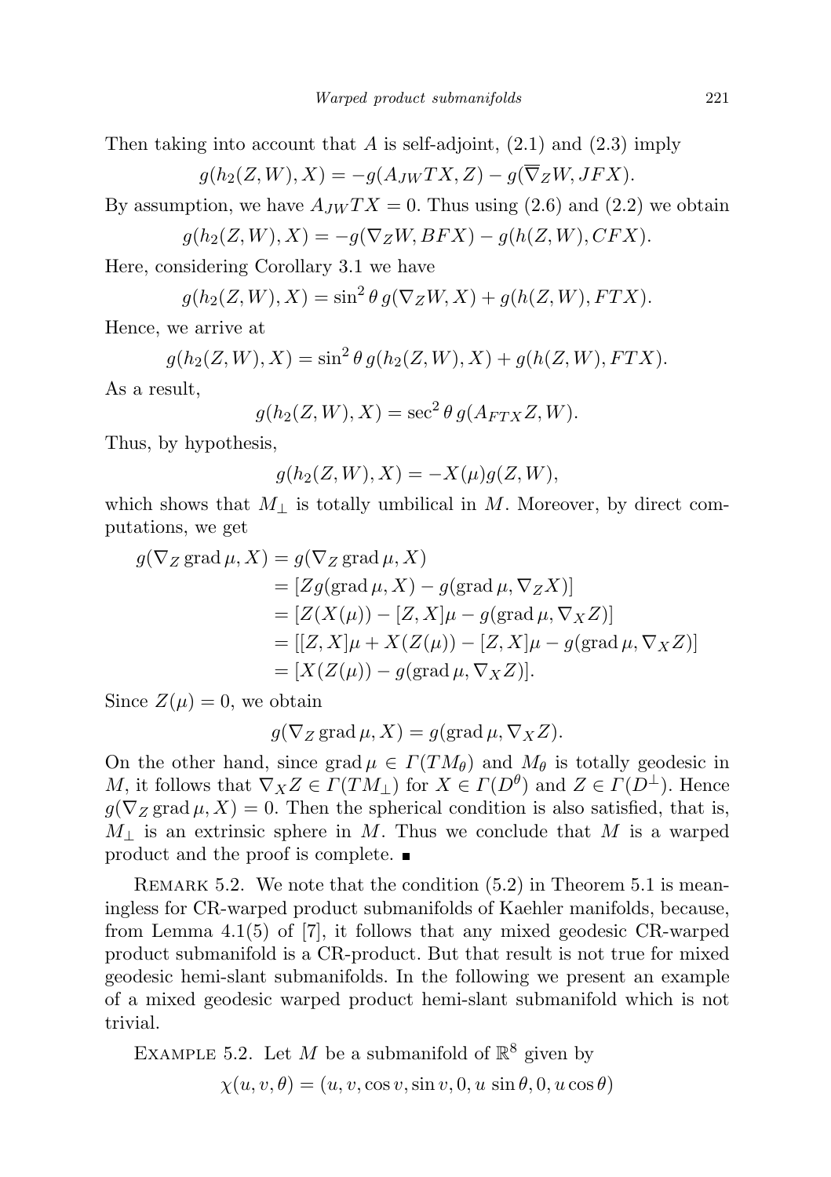Then taking into account that $A$ is self-adjoint, (2.1) and (2.3) imply

$$g(h_2(Z,W),X) = -g(A_{JW}TX,Z) - g(\overline{\nabla}_Z W, JFX).$$

By assumption, we have $A_{JW}TX = 0$. Thus using (2.6) and (2.2) we obtain

$$g(h_2(Z,W),X) = -g(\nabla_Z W, BFX) - g(h(Z,W), CFX).$$

Here, considering Corollary 3.1 we have

$$g(h_2(Z,W),X) = \sin^2\theta\, g(\nabla_Z W, X) + g(h(Z,W), FTX).$$

Hence, we arrive at

$$g(h_2(Z,W),X) = \sin^2\theta\, g(h_2(Z,W),X) + g(h(Z,W), FTX).$$

As a result,

$$g(h_2(Z,W),X) = \sec^2\theta\, g(A_{FTX}Z,W).$$

Thus, by hypothesis,

$$g(h_2(Z,W),X) = -X(\mu)g(Z,W),$$

which shows that $M_\perp$ is totally umbilical in $M$. Moreover, by direct computations, we get

$$\begin{aligned}
g(\nabla_Z \operatorname{grad}\mu, X) &= g(\nabla_Z \operatorname{grad}\mu, X)\\
&= [Zg(\operatorname{grad}\mu, X) - g(\operatorname{grad}\mu, \nabla_Z X)]\\
&= [Z(X(\mu)) - [Z,X]\mu - g(\operatorname{grad}\mu, \nabla_X Z)]\\
&= [[Z,X]\mu + X(Z(\mu)) - [Z,X]\mu - g(\operatorname{grad}\mu, \nabla_X Z)]\\
&= [X(Z(\mu)) - g(\operatorname{grad}\mu, \nabla_X Z)].
\end{aligned}$$

Since $Z(\mu) = 0$, we obtain

$$g(\nabla_Z \operatorname{grad}\mu, X) = g(\operatorname{grad}\mu, \nabla_X Z).$$

On the other hand, since $\operatorname{grad}\mu \in \Gamma(TM_\theta)$ and $M_\theta$ is totally geodesic in $M$, it follows that $\nabla_X Z \in \Gamma(TM_\perp)$ for $X \in \Gamma(D^\theta)$ and $Z \in \Gamma(D^\perp)$. Hence $g(\nabla_Z \operatorname{grad}\mu, X) = 0$. Then the spherical condition is also satisfied, that is, $M_\perp$ is an extrinsic sphere in $M$. Thus we conclude that $M$ is a warped product and the proof is complete. ∎

REMARK 5.2. We note that the condition (5.2) in Theorem 5.1 is meaningless for CR-warped product submanifolds of Kaehler manifolds, because, from Lemma 4.1(5) of [7], it follows that any mixed geodesic CR-warped product submanifold is a CR-product. But that result is not true for mixed geodesic hemi-slant submanifolds. In the following we present an example of a mixed geodesic warped product hemi-slant submanifold which is not trivial.

EXAMPLE 5.2. Let $M$ be a submanifold of $\mathbb{R}^8$ given by

$$\chi(u,v,\theta) = (u, v, \cos v, \sin v, 0, u\sin\theta, 0, u\cos\theta)$$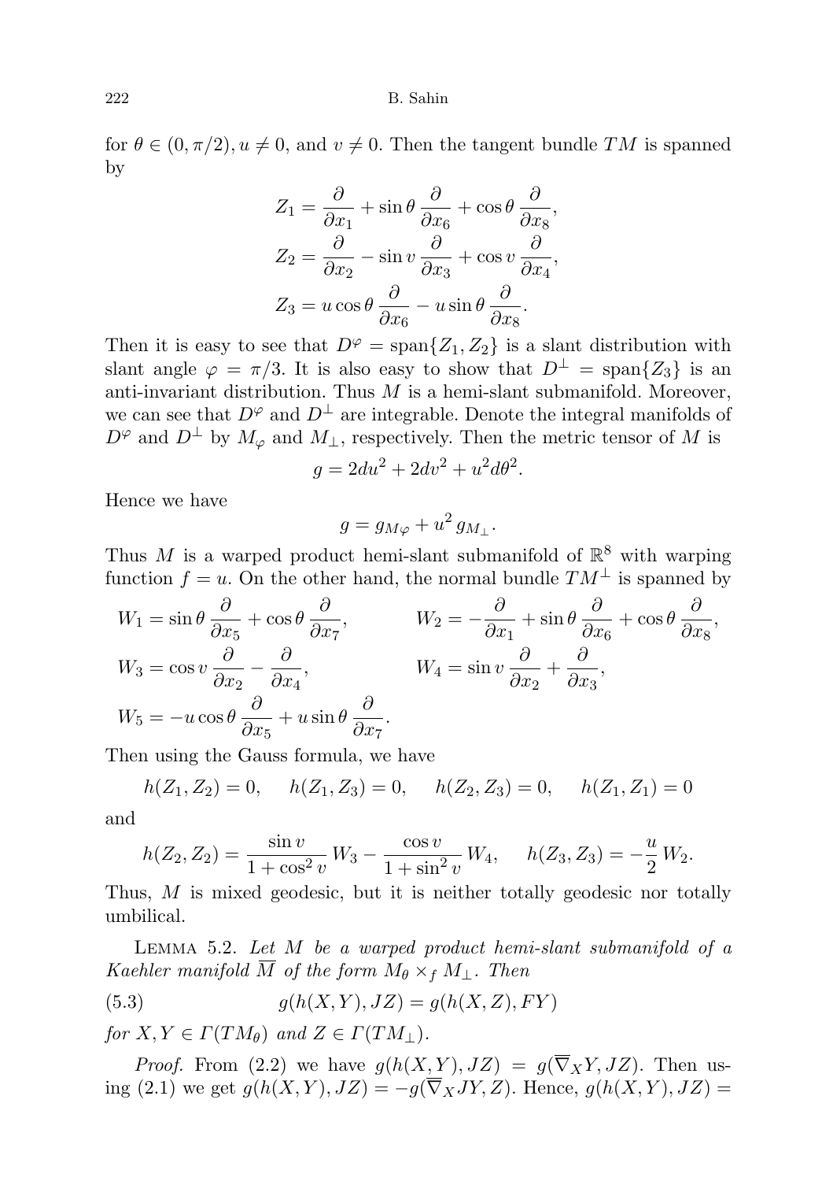for $\theta \in (0, \pi/2), u \neq 0$, and $v \neq 0$. Then the tangent bundle $TM$ is spanned by

$$Z_1 = \frac{\partial}{\partial x_1} + \sin\theta \frac{\partial}{\partial x_6} + \cos\theta \frac{\partial}{\partial x_8},$$

$$Z_2 = \frac{\partial}{\partial x_2} - \sin v \frac{\partial}{\partial x_3} + \cos v \frac{\partial}{\partial x_4},$$

$$Z_3 = u\cos\theta \frac{\partial}{\partial x_6} - u\sin\theta \frac{\partial}{\partial x_8}.$$

Then it is easy to see that $D^{\varphi} = \operatorname{span}\{Z_1, Z_2\}$ is a slant distribution with slant angle $\varphi = \pi/3$. It is also easy to show that $D^{\perp} = \operatorname{span}\{Z_3\}$ is an anti-invariant distribution. Thus $M$ is a hemi-slant submanifold. Moreover, we can see that $D^{\varphi}$ and $D^{\perp}$ are integrable. Denote the integral manifolds of $D^{\varphi}$ and $D^{\perp}$ by $M_{\varphi}$ and $M_{\perp}$, respectively. Then the metric tensor of $M$ is

$$g = 2du^2 + 2dv^2 + u^2 d\theta^2.$$

Hence we have

$$g = g_{M\varphi} + u^2\, g_{M_{\perp}}.$$

Thus $M$ is a warped product hemi-slant submanifold of $\mathbb{R}^8$ with warping function $f = u$. On the other hand, the normal bundle $TM^{\perp}$ is spanned by

$$W_1 = \sin\theta \frac{\partial}{\partial x_5} + \cos\theta \frac{\partial}{\partial x_7}, \qquad W_2 = -\frac{\partial}{\partial x_1} + \sin\theta \frac{\partial}{\partial x_6} + \cos\theta \frac{\partial}{\partial x_8},$$

$$W_3 = \cos v \frac{\partial}{\partial x_2} - \frac{\partial}{\partial x_4}, \qquad W_4 = \sin v \frac{\partial}{\partial x_2} + \frac{\partial}{\partial x_3},$$

$$W_5 = -u\cos\theta \frac{\partial}{\partial x_5} + u\sin\theta \frac{\partial}{\partial x_7}.$$

Then using the Gauss formula, we have

$$h(Z_1, Z_2) = 0, \quad h(Z_1, Z_3) = 0, \quad h(Z_2, Z_3) = 0, \quad h(Z_1, Z_1) = 0$$

and

$$h(Z_2, Z_2) = \frac{\sin v}{1 + \cos^2 v} W_3 - \frac{\cos v}{1 + \sin^2 v} W_4, \quad h(Z_3, Z_3) = -\frac{u}{2} W_2.$$

Thus, $M$ is mixed geodesic, but it is neither totally geodesic nor totally umbilical.

Lemma 5.2. *Let $M$ be a warped product hemi-slant submanifold of a Kaehler manifold $\overline{M}$ of the form $M_{\theta} \times_f M_{\perp}$. Then*

$$g(h(X, Y), JZ) = g(h(X, Z), FY) \tag{5.3}$$

*for $X, Y \in \Gamma(TM_{\theta})$ and $Z \in \Gamma(TM_{\perp})$.*

*Proof.* From (2.2) we have $g(h(X, Y), JZ) = g(\overline{\nabla}_X Y, JZ)$. Then using (2.1) we get $g(h(X, Y), JZ) = -g(\overline{\nabla}_X JY, Z)$. Hence, $g(h(X, Y), JZ) =$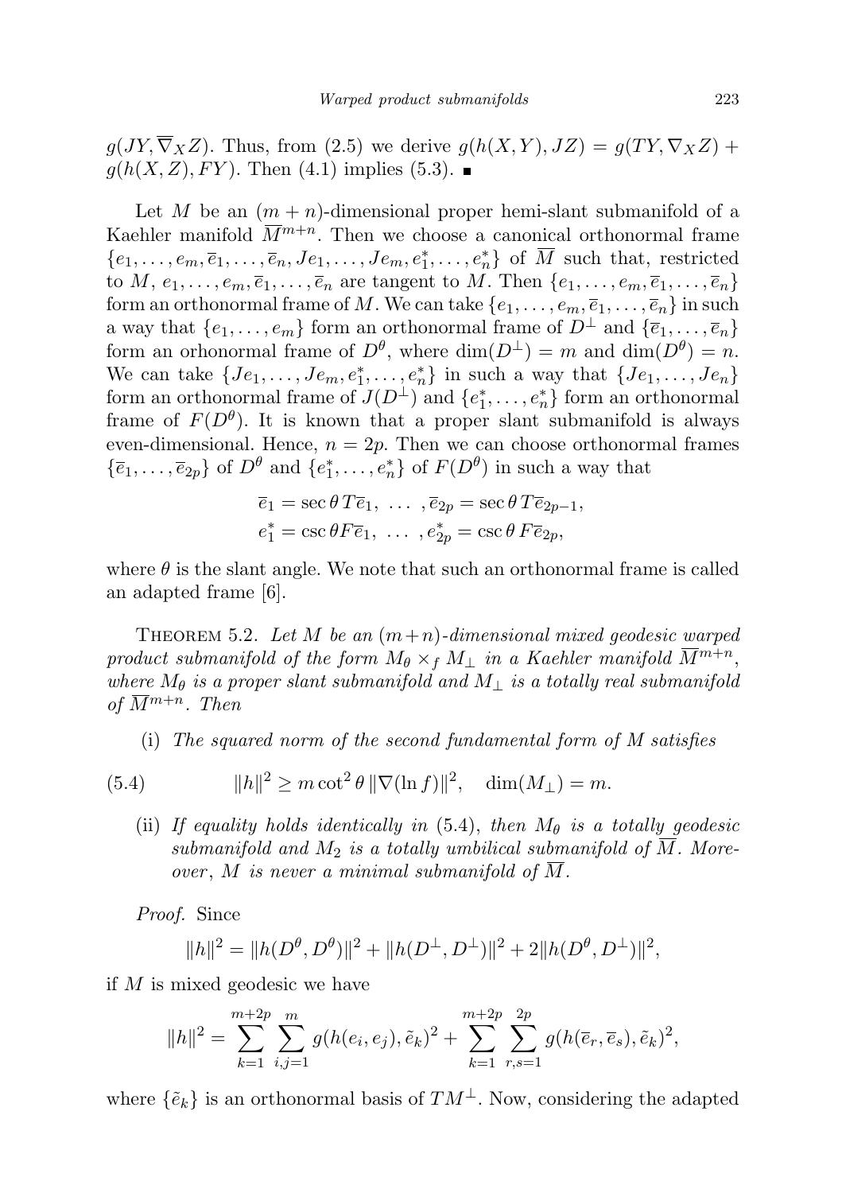$g(JY, \overline{\nabla}_X Z)$. Thus, from (2.5) we derive $g(h(X,Y), JZ) = g(TY, \nabla_X Z) + g(h(X,Z), FY)$. Then (4.1) implies (5.3). ■

Let $M$ be an $(m+n)$-dimensional proper hemi-slant submanifold of a Kaehler manifold $\overline{M}^{m+n}$. Then we choose a canonical orthonormal frame $\{e_1, \ldots, e_m, \overline{e}_1, \ldots, \overline{e}_n, Je_1, \ldots, Je_m, e_1^*, \ldots, e_n^*\}$ of $\overline{M}$ such that, restricted to $M$, $e_1, \ldots, e_m, \overline{e}_1, \ldots, \overline{e}_n$ are tangent to $M$. Then $\{e_1, \ldots, e_m, \overline{e}_1, \ldots, \overline{e}_n\}$ form an orthonormal frame of $M$. We can take $\{e_1, \ldots, e_m, \overline{e}_1, \ldots, \overline{e}_n\}$ in such a way that $\{e_1, \ldots, e_m\}$ form an orthonormal frame of $D^\perp$ and $\{\overline{e}_1, \ldots, \overline{e}_n\}$ form an orhonormal frame of $D^\theta$, where $\dim(D^\perp) = m$ and $\dim(D^\theta) = n$. We can take $\{Je_1, \ldots, Je_m, e_1^*, \ldots, e_n^*\}$ in such a way that $\{Je_1, \ldots, Je_n\}$ form an orthonormal frame of $J(D^\perp)$ and $\{e_1^*, \ldots, e_n^*\}$ form an orthonormal frame of $F(D^\theta)$. It is known that a proper slant submanifold is always even-dimensional. Hence, $n = 2p$. Then we can choose orthonormal frames $\{\overline{e}_1, \ldots, \overline{e}_{2p}\}$ of $D^\theta$ and $\{e_1^*, \ldots, e_n^*\}$ of $F(D^\theta)$ in such a way that

$$\overline{e}_1 = \sec\theta\, T\overline{e}_1, \ \ldots \ , \overline{e}_{2p} = \sec\theta\, T\overline{e}_{2p-1},$$
$$e_1^* = \csc\theta F\overline{e}_1, \ \ldots \ , e_{2p}^* = \csc\theta\, F\overline{e}_{2p},$$

where $\theta$ is the slant angle. We note that such an orthonormal frame is called an adapted frame [6].

Theorem 5.2. *Let $M$ be an $(m+n)$-dimensional mixed geodesic warped product submanifold of the form $M_\theta \times_f M_\perp$ in a Kaehler manifold $\overline{M}^{m+n}$, where $M_\theta$ is a proper slant submanifold and $M_\perp$ is a totally real submanifold of $\overline{M}^{m+n}$. Then*

(i) *The squared norm of the second fundamental form of $M$ satisfies*

$$\|h\|^2 \geq m\cot^2\theta\, \|\nabla(\ln f)\|^2, \quad \dim(M_\perp) = m. \tag{5.4}$$

(ii) *If equality holds identically in (5.4), then $M_\theta$ is a totally geodesic submanifold and $M_2$ is a totally umbilical submanifold of $\overline{M}$. Moreover, $M$ is never a minimal submanifold of $\overline{M}$.*

*Proof.* Since

$$\|h\|^2 = \|h(D^\theta, D^\theta)\|^2 + \|h(D^\perp, D^\perp)\|^2 + 2\|h(D^\theta, D^\perp)\|^2,$$

if $M$ is mixed geodesic we have

$$\|h\|^2 = \sum_{k=1}^{m+2p} \sum_{i,j=1}^{m} g(h(e_i, e_j), \tilde{e}_k)^2 + \sum_{k=1}^{m+2p} \sum_{r,s=1}^{2p} g(h(\overline{e}_r, \overline{e}_s), \tilde{e}_k)^2,$$

where $\{\tilde{e}_k\}$ is an orthonormal basis of $TM^\perp$. Now, considering the adapted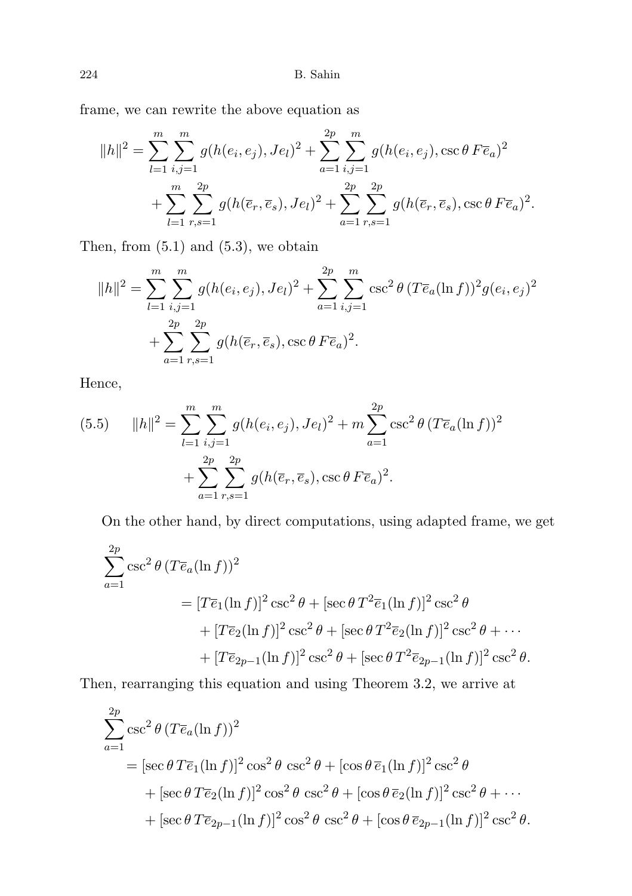frame, we can rewrite the above equation as

$$
\begin{aligned}
\|h\|^2 = &\sum_{l=1}^{m}\sum_{i,j=1}^{m} g(h(e_i,e_j),Je_l)^2 + \sum_{a=1}^{2p}\sum_{i,j=1}^{m} g(h(e_i,e_j),\csc\theta\, F\overline{e}_a)^2 \\
&+ \sum_{l=1}^{m}\sum_{r,s=1}^{2p} g(h(\overline{e}_r,\overline{e}_s),Je_l)^2 + \sum_{a=1}^{2p}\sum_{r,s=1}^{2p} g(h(\overline{e}_r,\overline{e}_s),\csc\theta\, F\overline{e}_a)^2.
\end{aligned}
$$

Then, from (5.1) and (5.3), we obtain

$$
\begin{aligned}
\|h\|^2 = &\sum_{l=1}^{m}\sum_{i,j=1}^{m} g(h(e_i,e_j),Je_l)^2 + \sum_{a=1}^{2p}\sum_{i,j=1}^{m} \csc^2\theta\,(T\overline{e}_a(\ln f))^2 g(e_i,e_j)^2 \\
&+ \sum_{a=1}^{2p}\sum_{r,s=1}^{2p} g(h(\overline{e}_r,\overline{e}_s),\csc\theta\, F\overline{e}_a)^2.
\end{aligned}
$$

Hence,

$$
\begin{aligned}
(5.5)\qquad \|h\|^2 = &\sum_{l=1}^{m}\sum_{i,j=1}^{m} g(h(e_i,e_j),Je_l)^2 + m\sum_{a=1}^{2p} \csc^2\theta\,(T\overline{e}_a(\ln f))^2 \\
&+ \sum_{a=1}^{2p}\sum_{r,s=1}^{2p} g(h(\overline{e}_r,\overline{e}_s),\csc\theta\, F\overline{e}_a)^2.
\end{aligned}
$$

On the other hand, by direct computations, using adapted frame, we get

$$
\begin{aligned}
\sum_{a=1}^{2p} &\csc^2\theta\,(T\overline{e}_a(\ln f))^2 \\
&= [T\overline{e}_1(\ln f)]^2\csc^2\theta + [\sec\theta\, T^2\overline{e}_1(\ln f)]^2\csc^2\theta \\
&\quad + [T\overline{e}_2(\ln f)]^2\csc^2\theta + [\sec\theta\, T^2\overline{e}_2(\ln f)]^2\csc^2\theta + \cdots \\
&\quad + [T\overline{e}_{2p-1}(\ln f)]^2\csc^2\theta + [\sec\theta\, T^2\overline{e}_{2p-1}(\ln f)]^2\csc^2\theta.
\end{aligned}
$$

Then, rearranging this equation and using Theorem 3.2, we arrive at

$$
\begin{aligned}
\sum_{a=1}^{2p} &\csc^2\theta\,(T\overline{e}_a(\ln f))^2 \\
&= [\sec\theta\, T\overline{e}_1(\ln f)]^2\cos^2\theta\,\csc^2\theta + [\cos\theta\,\overline{e}_1(\ln f)]^2\csc^2\theta \\
&\quad + [\sec\theta\, T\overline{e}_2(\ln f)]^2\cos^2\theta\,\csc^2\theta + [\cos\theta\,\overline{e}_2(\ln f)]^2\csc^2\theta + \cdots \\
&\quad + [\sec\theta\, T\overline{e}_{2p-1}(\ln f)]^2\cos^2\theta\,\csc^2\theta + [\cos\theta\,\overline{e}_{2p-1}(\ln f)]^2\csc^2\theta.
\end{aligned}
$$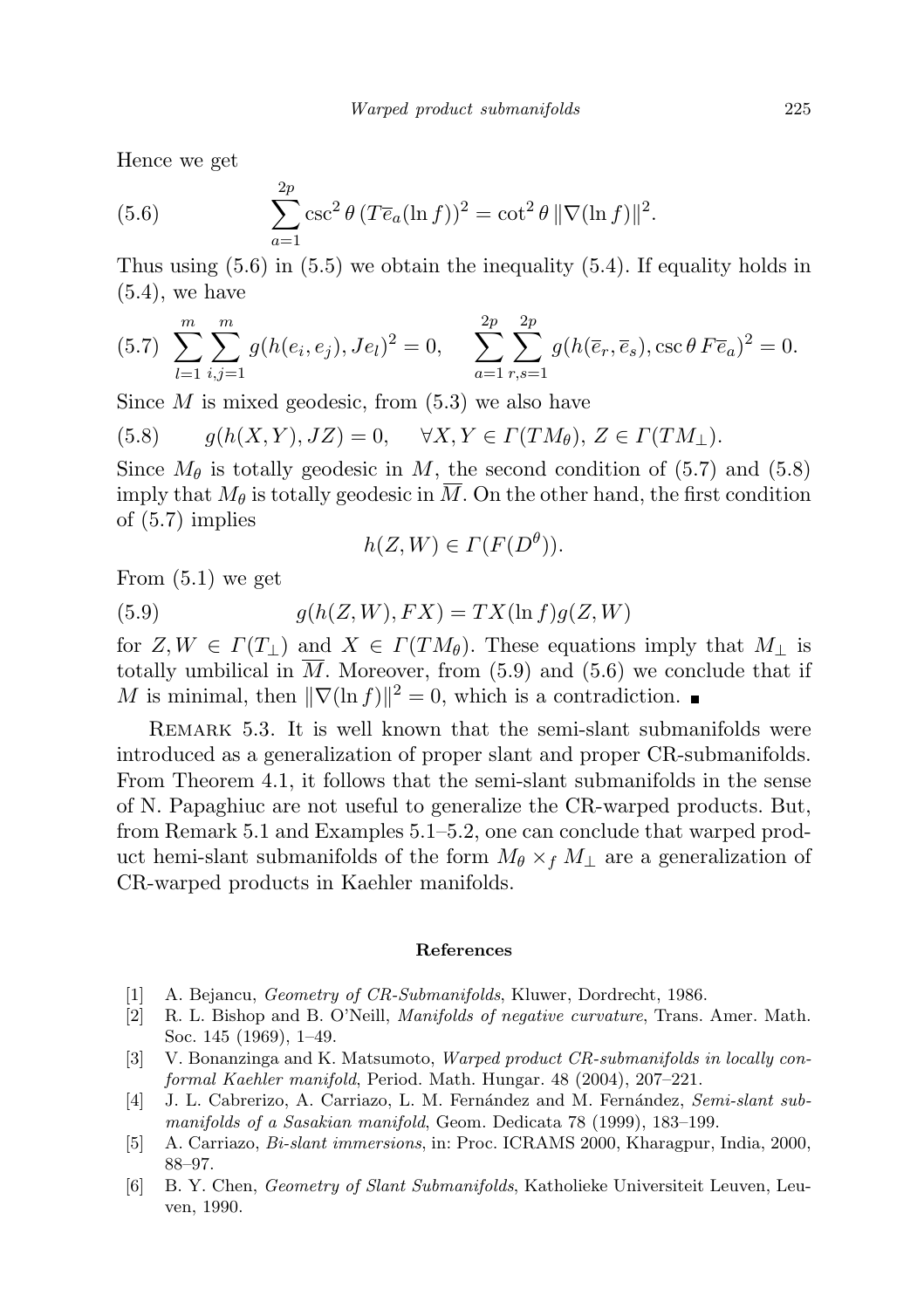Hence we get

$$\sum_{a=1}^{2p} \csc^2\theta\,(T\overline{e}_a(\ln f))^2 = \cot^2\theta\,\|\nabla(\ln f)\|^2. \tag{5.6}$$

Thus using (5.6) in (5.5) we obtain the inequality (5.4). If equality holds in (5.4), we have

$$\sum_{l=1}^{m}\sum_{i,j=1}^{m} g(h(e_i,e_j),Je_l)^2 = 0, \qquad \sum_{a=1}^{2p}\sum_{r,s=1}^{2p} g(h(\overline{e}_r,\overline{e}_s),\csc\theta\,F\overline{e}_a)^2 = 0. \tag{5.7}$$

Since $M$ is mixed geodesic, from (5.3) we also have

$$g(h(X,Y),JZ) = 0, \quad \forall X,Y \in \Gamma(TM_\theta),\ Z \in \Gamma(TM_\perp). \tag{5.8}$$

Since $M_\theta$ is totally geodesic in $M$, the second condition of (5.7) and (5.8) imply that $M_\theta$ is totally geodesic in $\overline{M}$. On the other hand, the first condition of (5.7) implies

$$h(Z,W) \in \Gamma(F(D^\theta)).$$

From (5.1) we get

$$g(h(Z,W),FX) = TX(\ln f)g(Z,W) \tag{5.9}$$

for $Z,W \in \Gamma(T_\perp)$ and $X \in \Gamma(TM_\theta)$. These equations imply that $M_\perp$ is totally umbilical in $\overline{M}$. Moreover, from (5.9) and (5.6) we conclude that if $M$ is minimal, then $\|\nabla(\ln f)\|^2 = 0$, which is a contradiction. ∎

Remark 5.3. It is well known that the semi-slant submanifolds were introduced as a generalization of proper slant and proper CR-submanifolds. From Theorem 4.1, it follows that the semi-slant submanifolds in the sense of N. Papaghiuc are not useful to generalize the CR-warped products. But, from Remark 5.1 and Examples 5.1–5.2, one can conclude that warped product hemi-slant submanifolds of the form $M_\theta \times_f M_\perp$ are a generalization of CR-warped products in Kaehler manifolds.

## References

[1] A. Bejancu, *Geometry of CR-Submanifolds*, Kluwer, Dordrecht, 1986.

[2] R. L. Bishop and B. O'Neill, *Manifolds of negative curvature*, Trans. Amer. Math. Soc. 145 (1969), 1–49.

[3] V. Bonanzinga and K. Matsumoto, *Warped product CR-submanifolds in locally conformal Kaehler manifold*, Period. Math. Hungar. 48 (2004), 207–221.

[4] J. L. Cabrerizo, A. Carriazo, L. M. Fernández and M. Fernández, *Semi-slant submanifolds of a Sasakian manifold*, Geom. Dedicata 78 (1999), 183–199.

[5] A. Carriazo, *Bi-slant immersions*, in: Proc. ICRAMS 2000, Kharagpur, India, 2000, 88–97.

[6] B. Y. Chen, *Geometry of Slant Submanifolds*, Katholieke Universiteit Leuven, Leuven, 1990.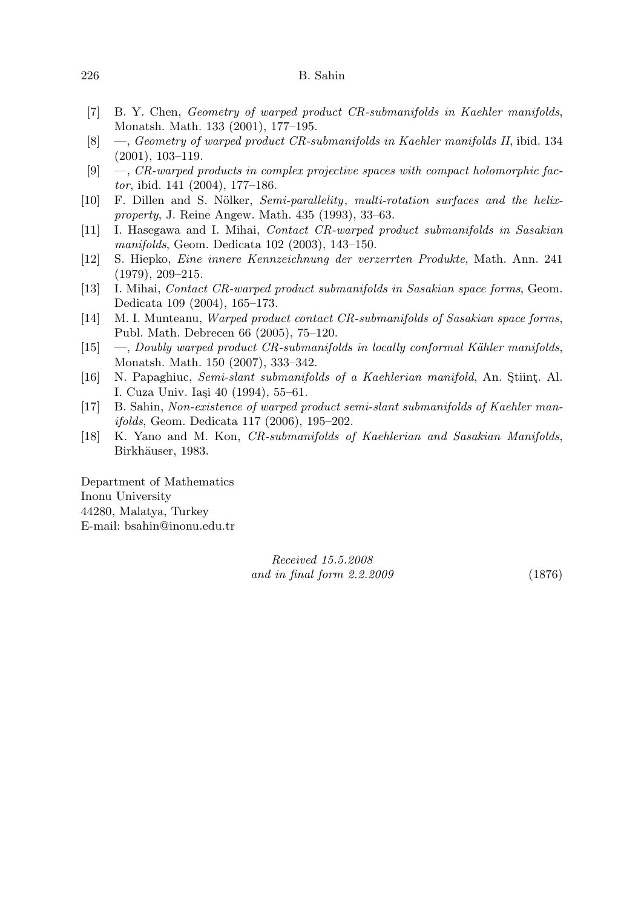[7] B. Y. Chen, *Geometry of warped product CR-submanifolds in Kaehler manifolds*, Monatsh. Math. 133 (2001), 177–195.

[8] —, *Geometry of warped product CR-submanifolds in Kaehler manifolds II*, ibid. 134 (2001), 103–119.

[9] —, *CR-warped products in complex projective spaces with compact holomorphic factor*, ibid. 141 (2004), 177–186.

[10] F. Dillen and S. Nölker, *Semi-parallelity, multi-rotation surfaces and the helix-property*, J. Reine Angew. Math. 435 (1993), 33–63.

[11] I. Hasegawa and I. Mihai, *Contact CR-warped product submanifolds in Sasakian manifolds*, Geom. Dedicata 102 (2003), 143–150.

[12] S. Hiepko, *Eine innere Kennzeichnung der verzerrten Produkte*, Math. Ann. 241 (1979), 209–215.

[13] I. Mihai, *Contact CR-warped product submanifolds in Sasakian space forms*, Geom. Dedicata 109 (2004), 165–173.

[14] M. I. Munteanu, *Warped product contact CR-submanifolds of Sasakian space forms*, Publ. Math. Debrecen 66 (2005), 75–120.

[15] —, *Doubly warped product CR-submanifolds in locally conformal Kähler manifolds*, Monatsh. Math. 150 (2007), 333–342.

[16] N. Papaghiuc, *Semi-slant submanifolds of a Kaehlerian manifold*, An. Ştiinţ. Al. I. Cuza Univ. Iaşi 40 (1994), 55–61.

[17] B. Sahin, *Non-existence of warped product semi-slant submanifolds of Kaehler manifolds*, Geom. Dedicata 117 (2006), 195–202.

[18] K. Yano and M. Kon, *CR-submanifolds of Kaehlerian and Sasakian Manifolds*, Birkhäuser, 1983.

Department of Mathematics
Inonu University
44280, Malatya, Turkey
E-mail: bsahin@inonu.edu.tr

*Received 15.5.2008*
*and in final form 2.2.2009* (1876)